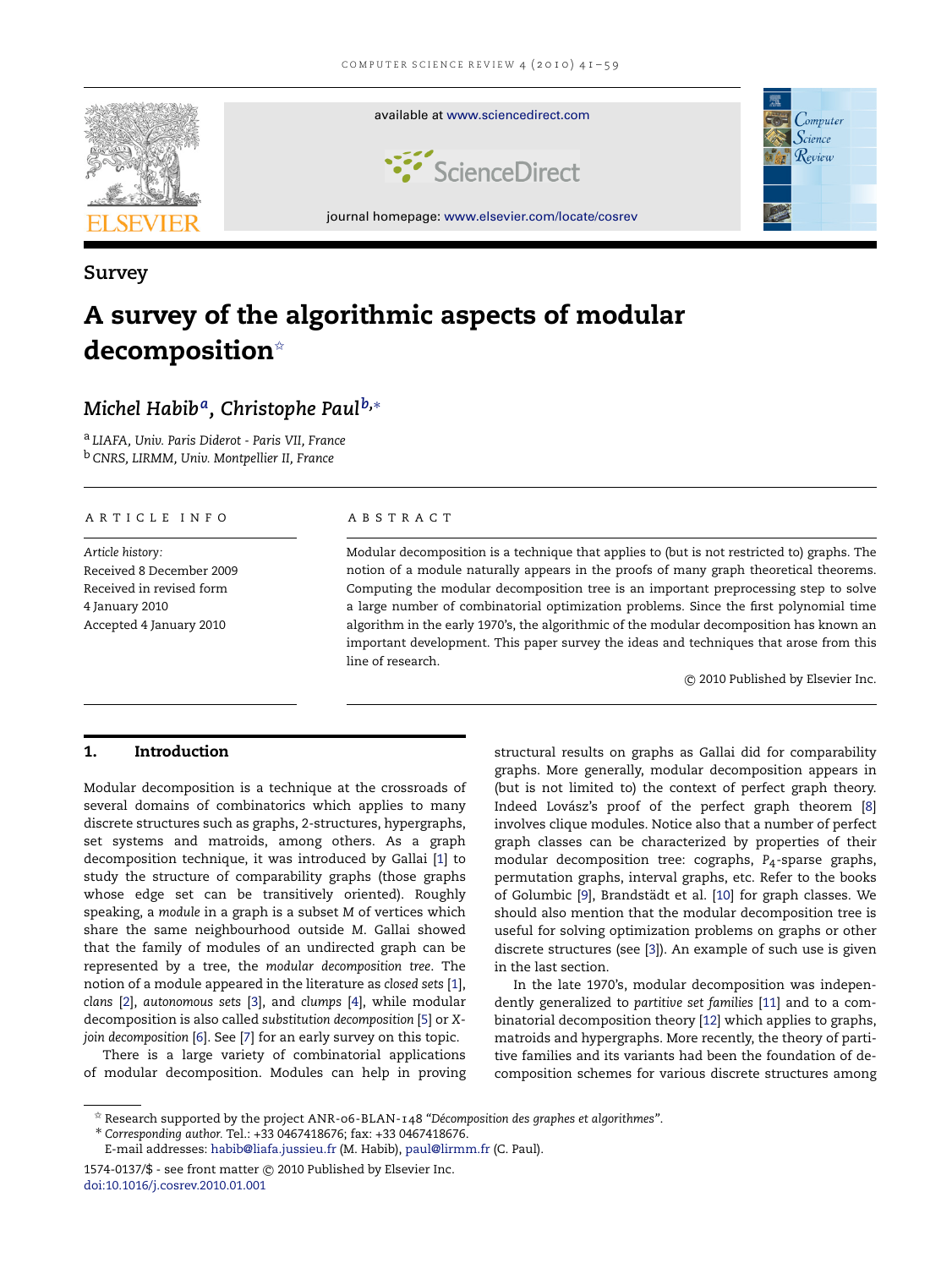## Survey

# A survey of the algorithmic aspects of modular decomposition[☆]

*Michel Habib*[a], *Christophe Paul*[b,*]

[a] *LIAFA, Univ. Paris Diderot - Paris VII, France*
[b] *CNRS, LIRMM, Univ. Montpellier II, France*

**ARTICLE INFO**

*Article history:*
Received 8 December 2009
Received in revised form
4 January 2010
Accepted 4 January 2010

**ABSTRACT**

Modular decomposition is a technique that applies to (but is not restricted to) graphs. The notion of a module naturally appears in the proofs of many graph theoretical theorems. Computing the modular decomposition tree is an important preprocessing step to solve a large number of combinatorial optimization problems. Since the first polynomial time algorithm in the early 1970's, the algorithmic of the modular decomposition has known an important development. This paper survey the ideas and techniques that arose from this line of research.

© 2010 Published by Elsevier Inc.

## 1. Introduction

Modular decomposition is a technique at the crossroads of several domains of combinatorics which applies to many discrete structures such as graphs, 2-structures, hypergraphs, set systems and matroids, among others. As a graph decomposition technique, it was introduced by Gallai [1] to study the structure of comparability graphs (those graphs whose edge set can be transitively oriented). Roughly speaking, a *module* in a graph is a subset $M$ of vertices which share the same neighbourhood outside $M$. Gallai showed that the family of modules of an undirected graph can be represented by a tree, the *modular decomposition tree*. The notion of a module appeared in the literature as *closed sets* [1], *clans* [2], *autonomous sets* [3], and *clumps* [4], while modular decomposition is also called *substitution decomposition* [5] or *X-join decomposition* [6]. See [7] for an early survey on this topic.

There is a large variety of combinatorial applications of modular decomposition. Modules can help in proving structural results on graphs as Gallai did for comparability graphs. More generally, modular decomposition appears in (but is not limited to) the context of perfect graph theory. Indeed Lovász's proof of the perfect graph theorem [8] involves clique modules. Notice also that a number of perfect graph classes can be characterized by properties of their modular decomposition tree: cographs, $P_4$-sparse graphs, permutation graphs, interval graphs, etc. Refer to the books of Golumbic [9], Brandstädt et al. [10] for graph classes. We should also mention that the modular decomposition tree is useful for solving optimization problems on graphs or other discrete structures (see [3]). An example of such use is given in the last section.

In the late 1970's, modular decomposition was independently generalized to *partitive set families* [11] and to a combinatorial decomposition theory [12] which applies to graphs, matroids and hypergraphs. More recently, the theory of partitive families and its variants had been the foundation of decomposition schemes for various discrete structures among

☆ Research supported by the project ANR-06-BLAN-148 *"Décomposition des graphes et algorithmes"*.
\* *Corresponding author.* Tel.: +33 0467418676; fax: +33 0467418676.
E-mail addresses: habib@liafa.jussieu.fr (M. Habib), paul@lirmm.fr (C. Paul).

1574-0137/$ - see front matter © 2010 Published by Elsevier Inc.
doi:10.1016/j.cosrev.2010.01.001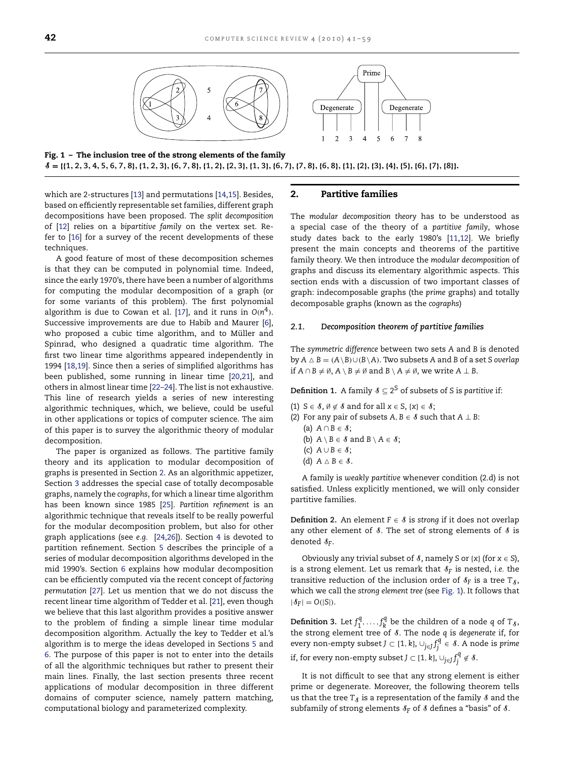1 2 3 4 5 6 7 8

Prime

Degenerate

Degenerate

1 2 3 4 5 6 7 8

**Fig. 1 – The inclusion tree of the strong elements of the family $\mathcal{S} = \{\{1,2,3,4,5,6,7,8\},\{1,2,3\},\{6,7,8\},\{1,2\},\{2,3\},\{1,3\},\{6,7\},\{7,8\},\{6,8\},\{1\},\{2\},\{3\},\{4\},\{5\},\{6\},\{7\},\{8\}\}$.**

which are 2-structures [13] and permutations [14,15]. Besides, based on efficiently representable set families, different graph decompositions have been proposed. The *split decomposition* of [12] relies on a *bipartitive family* on the vertex set. Refer to [16] for a survey of the recent developments of these techniques.

A good feature of most of these decomposition schemes is that they can be computed in polynomial time. Indeed, since the early 1970's, there have been a number of algorithms for computing the modular decomposition of a graph (or for some variants of this problem). The first polynomial algorithm is due to Cowan et al. [17], and it runs in $O(n^4)$. Successive improvements are due to Habib and Maurer [6], who proposed a cubic time algorithm, and to Müller and Spinrad, who designed a quadratic time algorithm. The first two linear time algorithms appeared independently in 1994 [18,19]. Since then a series of simplified algorithms has been published, some running in linear time [20,21], and others in almost linear time [22–24]. The list is not exhaustive. This line of research yields a series of new interesting algorithmic techniques, which, we believe, could be useful in other applications or topics of computer science. The aim of this paper is to survey the algorithmic theory of modular decomposition.

The paper is organized as follows. The partitive family theory and its application to modular decomposition of graphs is presented in Section 2. As an algorithmic appetizer, Section 3 addresses the special case of totally decomposable graphs, namely the *cographs*, for which a linear time algorithm has been known since 1985 [25]. *Partition refinement* is an algorithmic technique that reveals itself to be really powerful for the modular decomposition problem, but also for other graph applications (see *e.g.* [24,26]). Section 4 is devoted to partition refinement. Section 5 describes the principle of a series of modular decomposition algorithms developed in the mid 1990's. Section 6 explains how modular decomposition can be efficiently computed via the recent concept of *factoring permutation* [27]. Let us mention that we do not discuss the recent linear time algorithm of Tedder et al. [21], even though we believe that this last algorithm provides a positive answer to the problem of finding a simple linear time modular decomposition algorithm. Actually the key to Tedder et al.'s algorithm is to merge the ideas developed in Sections 5 and 6. The purpose of this paper is not to enter into the details of all the algorithmic techniques but rather to present their main lines. Finally, the last section presents three recent applications of modular decomposition in three different domains of computer science, namely pattern matching, computational biology and parameterized complexity.

## 2. Partitive families

The *modular decomposition theory* has to be understood as a special case of the theory of a *partitive family*, whose study dates back to the early 1980's [11,12]. We briefly present the main concepts and theorems of the partitive family theory. We then introduce the *modular decomposition* of graphs and discuss its elementary algorithmic aspects. This section ends with a discussion of two important classes of graph: indecomposable graphs (the *prime* graphs) and totally decomposable graphs (known as the *cographs*)

### 2.1. Decomposition theorem of partitive families

The *symmetric difference* between two sets $A$ and $B$ is denoted by $A \triangle B = (A\setminus B)\cup(B\setminus A)$. Two subsets $A$ and $B$ of a set $S$ *overlap* if $A\cap B \neq \emptyset$, $A\setminus B \neq \emptyset$ and $B\setminus A \neq \emptyset$, we write $A \perp B$.

**Definition 1.** A family $\mathcal{S} \subseteq 2^S$ of subsets of $S$ is *partitive* if:

(1) $S \in \mathcal{S}$, $\emptyset \notin \mathcal{S}$ and for all $x \in S$, $\{x\} \in \mathcal{S}$;
(2) For any pair of subsets $A, B \in \mathcal{S}$ such that $A \perp B$:
  (a) $A \cap B \in \mathcal{S}$;
  (b) $A \setminus B \in \mathcal{S}$ and $B \setminus A \in \mathcal{S}$;
  (c) $A \cup B \in \mathcal{S}$;
  (d) $A \triangle B \in \mathcal{S}$.

A family is *weakly partitive* whenever condition (2.d) is not satisfied. Unless explicitly mentioned, we will only consider partitive families.

**Definition 2.** An element $F \in \mathcal{S}$ is *strong* if it does not overlap any other element of $\mathcal{S}$. The set of strong elements of $\mathcal{S}$ is denoted $\mathcal{S}_F$.

Obviously any trivial subset of $\mathcal{S}$, namely $S$ or $\{x\}$ (for $x \in S$), is a strong element. Let us remark that $\mathcal{S}_F$ is nested, *i.e.* the transitive reduction of the inclusion order of $\mathcal{S}_F$ is a tree $T_{\mathcal{S}}$, which we call the *strong element tree* (see Fig. 1). It follows that $|\mathcal{S}_F| = O(|S|)$.

**Definition 3.** Let $f^q_1, \ldots, f^q_k$ be the children of a node $q$ of $T_{\mathcal{S}}$, the strong element tree of $\mathcal{S}$. The node $q$ is *degenerate* if, for every non-empty subset $J \subset [1,k]$, $\cup_{j\in J} f^q_j \in \mathcal{S}$. A node is *prime* if, for every non-empty subset $J \subset [1,k]$, $\cup_{j\in J} f^q_j \notin \mathcal{S}$.

It is not difficult to see that any strong element is either prime or degenerate. Moreover, the following theorem tells us that the tree $T_{\mathcal{S}}$ is a representation of the family $\mathcal{S}$ and the subfamily of strong elements $\mathcal{S}_F$ of $\mathcal{S}$ defines a "basis" of $\mathcal{S}$.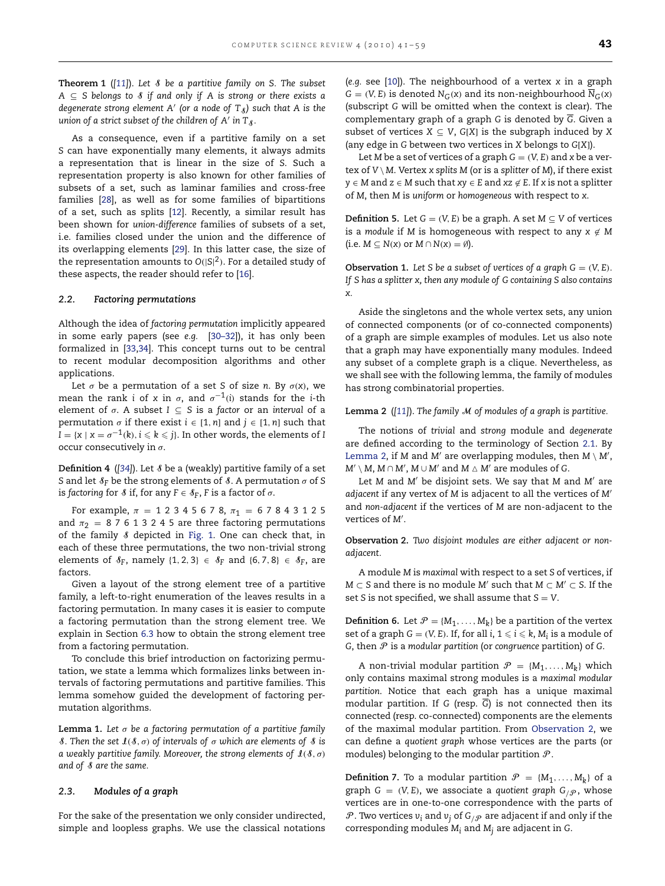**Theorem 1** ([11]). *Let $\mathcal{S}$ be a partitive family on S. The subset $A \subseteq S$ belongs to $\mathcal{S}$ if and only if A is strong or there exists a degenerate strong element A′ (or a node of $T_{\mathcal{S}}$) such that A is the union of a strict subset of the children of A′ in $T_{\mathcal{S}}$.*

As a consequence, even if a partitive family on a set S can have exponentially many elements, it always admits a representation that is linear in the size of S. Such a representation property is also known for other families of subsets of a set, such as laminar families and cross-free families [28], as well as for some families of bipartitions of a set, such as splits [12]. Recently, a similar result has been shown for *union-difference* families of subsets of a set, i.e. families closed under the union and the difference of its overlapping elements [29]. In this latter case, the size of the representation amounts to $O(|S|^2)$. For a detailed study of these aspects, the reader should refer to [16].

### 2.2. Factoring permutations

Although the idea of *factoring permutation* implicitly appeared in some early papers (see *e.g.* [30–32]), it has only been formalized in [33,34]. This concept turns out to be central to recent modular decomposition algorithms and other applications.

Let $\sigma$ be a permutation of a set S of size n. By $\sigma(x)$, we mean the rank i of x in $\sigma$, and $\sigma^{-1}(i)$ stands for the i-th element of $\sigma$. A subset $I \subseteq S$ is a *factor* or an *interval* of a permutation $\sigma$ if there exist $i \in [1, n]$ and $j \in [1, n]$ such that $I = \{x \mid x = \sigma^{-1}(k), i \leqslant k \leqslant j\}$. In other words, the elements of I occur consecutively in $\sigma$.

**Definition 4** ([34]). Let $\mathcal{S}$ be a (weakly) partitive family of a set S and let $\mathcal{S}_F$ be the strong elements of $\mathcal{S}$. A permutation $\sigma$ of S is *factoring* for $\mathcal{S}$ if, for any $F \in \mathcal{S}_F$, F is a factor of $\sigma$.

For example, $\pi = 1\ 2\ 3\ 4\ 5\ 6\ 7\ 8$, $\pi_1 = 6\ 7\ 8\ 4\ 3\ 1\ 2\ 5$ and $\pi_2 = 8\ 7\ 6\ 1\ 3\ 2\ 4\ 5$ are three factoring permutations of the family $\mathcal{S}$ depicted in Fig. 1. One can check that, in each of these three permutations, the two non-trivial strong elements of $\mathcal{S}_F$, namely $\{1, 2, 3\} \in \mathcal{S}_F$ and $\{6, 7, 8\} \in \mathcal{S}_F$, are factors.

Given a layout of the strong element tree of a partitive family, a left-to-right enumeration of the leaves results in a factoring permutation. In many cases it is easier to compute a factoring permutation than the strong element tree. We explain in Section 6.3 how to obtain the strong element tree from a factoring permutation.

To conclude this brief introduction on factorizing permutation, we state a lemma which formalizes links between intervals of factoring permutations and partitive families. This lemma somehow guided the development of factoring permutation algorithms.

**Lemma 1.** *Let $\sigma$ be a factoring permutation of a partitive family $\mathcal{S}$. Then the set $\mathcal{I}(\mathcal{S}, \sigma)$ of intervals of $\sigma$ which are elements of $\mathcal{S}$ is a weakly partitive family. Moreover, the strong elements of $\mathcal{I}(\mathcal{S}, \sigma)$ and of $\mathcal{S}$ are the same.*

### 2.3. Modules of a graph

For the sake of the presentation we only consider undirected, simple and loopless graphs. We use the classical notations (*e.g.* see [10]). The neighbourhood of a vertex x in a graph $G = (V, E)$ is denoted $N_G(x)$ and its non-neighbourhood $\overline{N}_G(x)$ (subscript G will be omitted when the context is clear). The complementary graph of a graph G is denoted by $\overline{G}$. Given a subset of vertices $X \subseteq V$, $G[X]$ is the subgraph induced by X (any edge in G between two vertices in X belongs to $G[X]$).

Let M be a set of vertices of a graph $G = (V, E)$ and x be a vertex of $V \setminus M$. Vertex x *splits* M (or is a *splitter* of M), if there exist $y \in M$ and $z \in M$ such that $xy \in E$ and $xz \notin E$. If x is not a splitter of M, then M is *uniform* or *homogeneous* with respect to x.

**Definition 5.** Let $G = (V, E)$ be a graph. A set $M \subseteq V$ of vertices is a *module* if M is homogeneous with respect to any $x \notin M$ (i.e. $M \subseteq N(x)$ or $M \cap N(x) = \emptyset$).

**Observation 1.** *Let S be a subset of vertices of a graph $G = (V, E)$. If S has a splitter x, then any module of G containing S also contains x.*

Aside the singletons and the whole vertex sets, any union of connected components (or of co-connected components) of a graph are simple examples of modules. Let us also note that a graph may have exponentially many modules. Indeed any subset of a complete graph is a clique. Nevertheless, as we shall see with the following lemma, the family of modules has strong combinatorial properties.

**Lemma 2** ([11]). *The family $\mathcal{M}$ of modules of a graph is partitive.*

The notions of *trivial* and *strong* module and *degenerate* are defined according to the terminology of Section 2.1. By Lemma 2, if M and M′ are overlapping modules, then $M \setminus M'$, $M' \setminus M$, $M \cap M'$, $M \cup M'$ and $M \vartriangle M'$ are modules of G.

Let M and M′ be disjoint sets. We say that M and M′ are *adjacent* if any vertex of M is adjacent to all the vertices of M′ and *non-adjacent* if the vertices of M are non-adjacent to the vertices of M′.

**Observation 2.** *Two disjoint modules are either adjacent or non-adjacent.*

A module M is *maximal* with respect to a set S of vertices, if $M \subset S$ and there is no module M′ such that $M \subset M' \subset S$. If the set S is not specified, we shall assume that $S = V$.

**Definition 6.** Let $\mathcal{P} = \{M_1, \ldots, M_k\}$ be a partition of the vertex set of a graph $G = (V, E)$. If, for all i, $1 \leqslant i \leqslant k$, $M_i$ is a module of G, then $\mathcal{P}$ is a *modular partition* (or *congruence* partition) of G.

A non-trivial modular partition $\mathcal{P} = \{M_1, \ldots, M_k\}$ which only contains maximal strong modules is a *maximal modular partition*. Notice that each graph has a unique maximal modular partition. If G (resp. $\overline{G}$) is not connected then its connected (resp. co-connected) components are the elements of the maximal modular partition. From Observation 2, we can define a *quotient graph* whose vertices are the parts (or modules) belonging to the modular partition $\mathcal{P}$.

**Definition 7.** To a modular partition $\mathcal{P} = \{M_1, \ldots, M_k\}$ of a graph $G = (V, E)$, we associate a *quotient graph* $G_{/\mathcal{P}}$, whose vertices are in one-to-one correspondence with the parts of $\mathcal{P}$. Two vertices $v_i$ and $v_j$ of $G_{/\mathcal{P}}$ are adjacent if and only if the corresponding modules $M_i$ and $M_j$ are adjacent in G.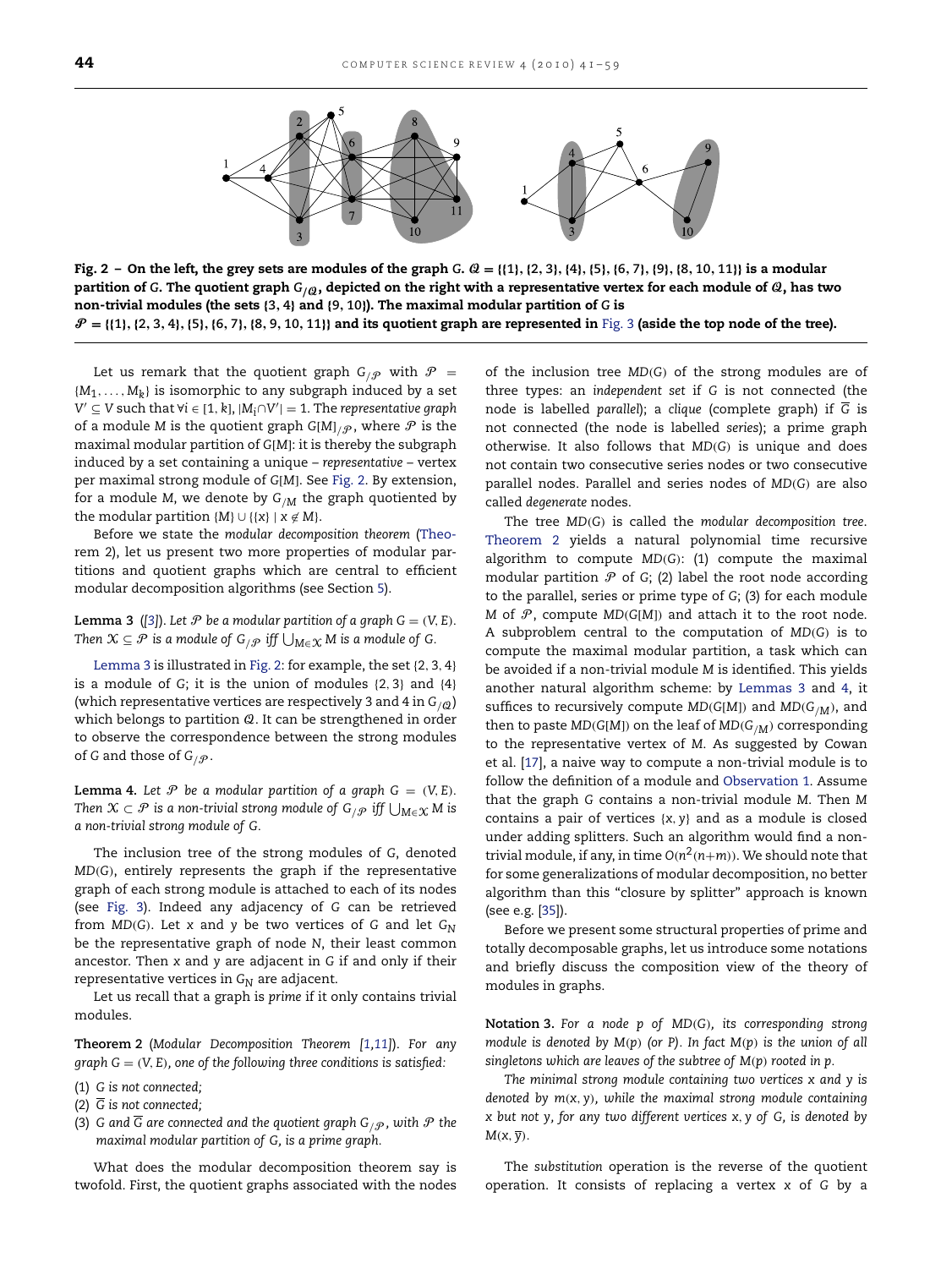Fig. 2 – On the left, the grey sets are modules of the graph $G$. $\mathcal{Q} = \{\{1\}, \{2, 3\}, \{4\}, \{5\}, \{6, 7\}, \{9\}, \{8, 10, 11\}\}$ is a modular partition of $G$. The quotient graph $G_{/\mathcal{Q}}$, depicted on the right with a representative vertex for each module of $\mathcal{Q}$, has two non-trivial modules (the sets $\{3, 4\}$ and $\{9, 10\}$). The maximal modular partition of $G$ is $\mathcal{P} = \{\{1\}, \{2, 3, 4\}, \{5\}, \{6, 7\}, \{8, 9, 10, 11\}\}$ and its quotient graph are represented in Fig. 3 (aside the top node of the tree).

Let us remark that the quotient graph $G_{/\mathcal{P}}$ with $\mathcal{P} = \{M_1, \ldots, M_k\}$ is isomorphic to any subgraph induced by a set $V' \subseteq V$ such that $\forall i \in [1, k]$, $|M_i \cap V'| = 1$. The *representative graph* of a module $M$ is the quotient graph $G[M]_{/\mathcal{P}}$, where $\mathcal{P}$ is the maximal modular partition of $G[M]$: it is thereby the subgraph induced by a set containing a unique – *representative* – vertex per maximal strong module of $G[M]$. See Fig. 2. By extension, for a module $M$, we denote by $G_{/M}$ the graph quotiented by the modular partition $\{M\} \cup \{\{x\} \mid x \notin M\}$.

Before we state the *modular decomposition theorem* (Theorem 2), let us present two more properties of modular partitions and quotient graphs which are central to efficient modular decomposition algorithms (see Section 5).

**Lemma 3** ([3]). *Let $\mathcal{P}$ be a modular partition of a graph $G = (V, E)$. Then $\mathcal{X} \subseteq \mathcal{P}$ is a module of $G_{/\mathcal{P}}$ iff $\bigcup_{M \in \mathcal{X}} M$ is a module of $G$.*

Lemma 3 is illustrated in Fig. 2: for example, the set $\{2, 3, 4\}$ is a module of $G$; it is the union of modules $\{2, 3\}$ and $\{4\}$ (which representative vertices are respectively 3 and 4 in $G_{/\mathcal{Q}}$) which belongs to partition $\mathcal{Q}$. It can be strengthened in order to observe the correspondence between the strong modules of $G$ and those of $G_{/\mathcal{P}}$.

**Lemma 4.** *Let $\mathcal{P}$ be a modular partition of a graph $G = (V, E)$. Then $\mathcal{X} \subset \mathcal{P}$ is a non-trivial strong module of $G_{/\mathcal{P}}$ iff $\bigcup_{M \in \mathcal{X}} M$ is a non-trivial strong module of $G$.*

The inclusion tree of the strong modules of $G$, denoted $MD(G)$, entirely represents the graph if the representative graph of each strong module is attached to each of its nodes (see Fig. 3). Indeed any adjacency of $G$ can be retrieved from $MD(G)$. Let $x$ and $y$ be two vertices of $G$ and let $G_N$ be the representative graph of node $N$, their least common ancestor. Then $x$ and $y$ are adjacent in $G$ if and only if their representative vertices in $G_N$ are adjacent.

Let us recall that a graph is *prime* if it only contains trivial modules.

**Theorem 2** (*Modular Decomposition Theorem [1,11]*). *For any graph $G = (V, E)$, one of the following three conditions is satisfied:*

1. *$G$ is not connected;*
2. *$\overline{G}$ is not connected;*
3. *$G$ and $\overline{G}$ are connected and the quotient graph $G_{/\mathcal{P}}$, with $\mathcal{P}$ the maximal modular partition of $G$, is a prime graph.*

What does the modular decomposition theorem say is twofold. First, the quotient graphs associated with the nodes of the inclusion tree $MD(G)$ of the strong modules are of three types: an *independent set* if $G$ is not connected (the node is labelled *parallel*); a *clique* (complete graph) if $\overline{G}$ is not connected (the node is labelled *series*); a prime graph otherwise. It also follows that $MD(G)$ is unique and does not contain two consecutive series nodes or two consecutive parallel nodes. Parallel and series nodes of $MD(G)$ are also called *degenerate* nodes.

The tree $MD(G)$ is called the *modular decomposition tree*. Theorem 2 yields a natural polynomial time recursive algorithm to compute $MD(G)$: (1) compute the maximal modular partition $\mathcal{P}$ of $G$; (2) label the root node according to the parallel, series or prime type of $G$; (3) for each module $M$ of $\mathcal{P}$, compute $MD(G[M])$ and attach it to the root node. A subproblem central to the computation of $MD(G)$ is to compute the maximal modular partition, a task which can be avoided if a non-trivial module $M$ is identified. This yields another natural algorithm scheme: by Lemmas 3 and 4, it suffices to recursively compute $MD(G[M])$ and $MD(G_{/M})$, and then to paste $MD(G[M])$ on the leaf of $MD(G_{/M})$ corresponding to the representative vertex of $M$. As suggested by Cowan et al. [17], a naive way to compute a non-trivial module is to follow the definition of a module and Observation 1. Assume that the graph $G$ contains a non-trivial module $M$. Then $M$ contains a pair of vertices $\{x, y\}$ and as a module is closed under adding splitters. Such an algorithm would find a non-trivial module, if any, in time $O(n^2(n+m))$. We should note that for some generalizations of modular decomposition, no better algorithm than this "closure by splitter" approach is known (see e.g. [35]).

Before we present some structural properties of prime and totally decomposable graphs, let us introduce some notations and briefly discuss the composition view of the theory of modules in graphs.

**Notation 3.** *For a node $p$ of $MD(G)$, its corresponding strong module is denoted by $M(p)$ (or $P$). In fact $M(p)$ is the union of all singletons which are leaves of the subtree of $M(p)$ rooted in $p$.*

*The minimal strong module containing two vertices $x$ and $y$ is denoted by $m(x, y)$, while the maximal strong module containing $x$ but not $y$, for any two different vertices $x, y$ of $G$, is denoted by $M(x, \overline{y})$.*

The *substitution* operation is the reverse of the quotient operation. It consists of replacing a vertex $x$ of $G$ by a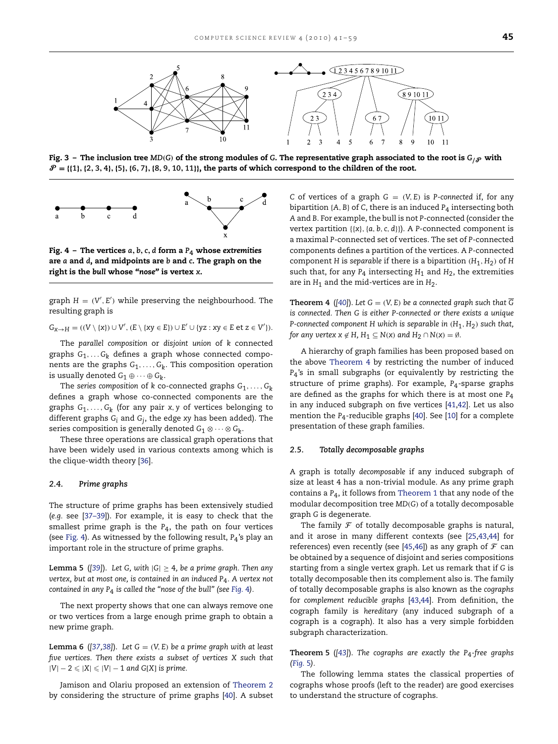Fig. 3 – The inclusion tree $MD(G)$ of the strong modules of $G$. The representative graph associated to the root is $G_{/\mathcal{P}}$ with $\mathcal{P} = \{\{1\}, \{2, 3, 4\}, \{5\}, \{6, 7\}, \{8, 9, 10, 11\}\}$, the parts of which correspond to the children of the root.

Fig. 4 – The vertices $a, b, c, d$ form a $P_4$ whose *extremities* are $a$ and $d$, and midpoints are $b$ and $c$. The graph on the right is the *bull* whose *"nose"* is vertex $x$.

graph $H = (V', E')$ while preserving the neighbourhood. The resulting graph is

$$G_{x \to H} = ((V \setminus \{x\}) \cup V', (E \setminus \{xy \in E\}) \cup E' \cup \{yz : xy \in E \text{ et } z \in V'\}).$$

The *parallel composition* or *disjoint union* of $k$ connected graphs $G_1, \ldots G_k$ defines a graph whose connected components are the graphs $G_1, \ldots, G_k$. This composition operation is usually denoted $G_1 \oplus \cdots \oplus G_k$.

The *series composition* of $k$ co-connected graphs $G_1, \ldots, G_k$ defines a graph whose co-connected components are the graphs $G_1, \ldots, G_k$ (for any pair $x, y$ of vertices belonging to different graphs $G_i$ and $G_j$, the edge $xy$ has been added). The series composition is generally denoted $G_1 \otimes \cdots \otimes G_k$.

These three operations are classical graph operations that have been widely used in various contexts among which is the clique-width theory [36].

### 2.4. Prime graphs

The structure of prime graphs has been extensively studied (*e.g.* see [37–39]). For example, it is easy to check that the smallest prime graph is the $P_4$, the path on four vertices (see Fig. 4). As witnessed by the following result, $P_4$'s play an important role in the structure of prime graphs.

**Lemma 5** ([39]). *Let $G$, with $|G| \geq 4$, be a prime graph. Then any vertex, but at most one, is contained in an induced $P_4$. A vertex not contained in any $P_4$ is called the "nose of the bull" (see Fig. 4).*

The next property shows that one can always remove one or two vertices from a large enough prime graph to obtain a new prime graph.

**Lemma 6** ([37,38]). *Let $G = (V, E)$ be a prime graph with at least five vertices. Then there exists a subset of vertices $X$ such that $|V| - 2 \leqslant |X| \leqslant |V| - 1$ and $G[X]$ is prime.*

Jamison and Olariu proposed an extension of Theorem 2 by considering the structure of prime graphs [40]. A subset $C$ of vertices of a graph $G = (V, E)$ is *P-connected* if, for any bipartition $\{A, B\}$ of $C$, there is an induced $P_4$ intersecting both $A$ and $B$. For example, the bull is not $P$-connected (consider the vertex partition $\{\{x\}, \{a, b, c, d\}\}$). A $P$-connected component is a maximal $P$-connected set of vertices. The set of $P$-connected components defines a partition of the vertices. A $P$-connected component $H$ is *separable* if there is a bipartition $(H_1, H_2)$ of $H$ such that, for any $P_4$ intersecting $H_1$ and $H_2$, the extremities are in $H_1$ and the mid-vertices are in $H_2$.

**Theorem 4** ([40]). *Let $G = (V, E)$ be a connected graph such that $\overline{G}$ is connected. Then $G$ is either $P$-connected or there exists a unique $P$-connected component $H$ which is separable in $(H_1, H_2)$ such that, for any vertex $x \notin H$, $H_1 \subseteq N(x)$ and $H_2 \cap N(x) = \emptyset$.*

A hierarchy of graph families has been proposed based on the above Theorem 4 by restricting the number of induced $P_4$'s in small subgraphs (or equivalently by restricting the structure of prime graphs). For example, $P_4$-sparse graphs are defined as the graphs for which there is at most one $P_4$ in any induced subgraph on five vertices [41,42]. Let us also mention the $P_4$-reducible graphs [40]. See [10] for a complete presentation of these graph families.

### 2.5. Totally decomposable graphs

A graph is *totally decomposable* if any induced subgraph of size at least 4 has a non-trivial module. As any prime graph contains a $P_4$, it follows from Theorem 1 that any node of the modular decomposition tree $MD(G)$ of a totally decomposable graph $G$ is degenerate.

The family $\mathcal{F}$ of totally decomposable graphs is natural, and it arose in many different contexts (see [25,43,44] for references) even recently (see [45,46]) as any graph of $\mathcal{F}$ can be obtained by a sequence of disjoint and series compositions starting from a single vertex graph. Let us remark that if $G$ is totally decomposable then its complement also is. The family of totally decomposable graphs is also known as the *cographs* for *complement reducible graphs* [43,44]. From definition, the cograph family is *hereditary* (any induced subgraph of a cograph is a cograph). It also has a very simple forbidden subgraph characterization.

**Theorem 5** ([43]). *The cographs are exactly the $P_4$-free graphs (Fig. 5).*

The following lemma states the classical properties of cographs whose proofs (left to the reader) are good exercises to understand the structure of cographs.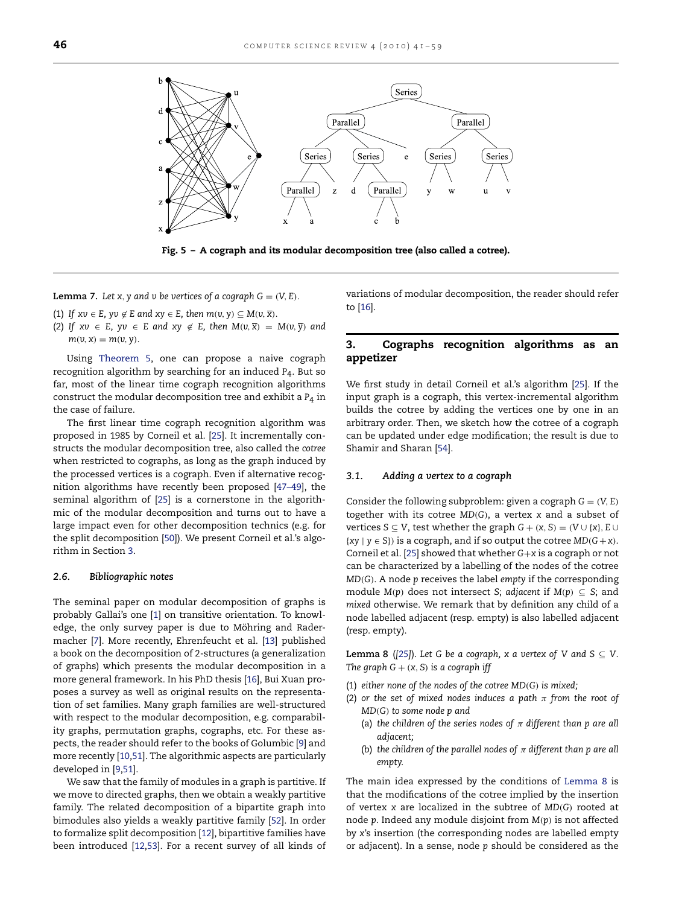Series

Parallel

Parallel

Series

Series

e

Series

Series

Parallel

z

d

Parallel

y

w

u

v

x

a

c

b

b

d

c

a

z

x

u

v

e

w

y

**Fig. 5 – A cograph and its modular decomposition tree (also called a cotree).**

**Lemma 7.** *Let $x, y$ and $v$ be vertices of a cograph $G = (V, E)$.*

(1) *If $xv \in E$, $yv \notin E$ and $xy \in E$, then $m(v, y) \subseteq M(v, \overline{x})$.*
(2) *If $xv \in E$, $yv \in E$ and $xy \notin E$, then $M(v, \overline{x}) = M(v, \overline{y})$ and $m(v, x) = m(v, y)$.*

Using Theorem 5, one can propose a naive cograph recognition algorithm by searching for an induced $P_4$. But so far, most of the linear time cograph recognition algorithms construct the modular decomposition tree and exhibit a $P_4$ in the case of failure.

The first linear time cograph recognition algorithm was proposed in 1985 by Corneil et al. [25]. It incrementally constructs the modular decomposition tree, also called the *cotree* when restricted to cographs, as long as the graph induced by the processed vertices is a cograph. Even if alternative recognition algorithms have recently been proposed [47–49], the seminal algorithm of [25] is a cornerstone in the algorithmic of the modular decomposition and turns out to have a large impact even for other decomposition technics (e.g. for the split decomposition [50]). We present Corneil et al.'s algorithm in Section 3.

### 2.6. Bibliographic notes

The seminal paper on modular decomposition of graphs is probably Gallai's one [1] on transitive orientation. To knowledge, the only survey paper is due to Möhring and Radermacher [7]. More recently, Ehrenfeucht et al. [13] published a book on the decomposition of 2-structures (a generalization of graphs) which presents the modular decomposition in a more general framework. In his PhD thesis [16], Bui Xuan proposes a survey as well as original results on the representation of set families. Many graph families are well-structured with respect to the modular decomposition, e.g. comparability graphs, permutation graphs, cographs, etc. For these aspects, the reader should refer to the books of Golumbic [9] and more recently [10,51]. The algorithmic aspects are particularly developed in [9,51].

We saw that the family of modules in a graph is partitive. If we move to directed graphs, then we obtain a weakly partitive family. The related decomposition of a bipartite graph into bimodules also yields a weakly partitive family [52]. In order to formalize split decomposition [12], bipartitive families have been introduced [12,53]. For a recent survey of all kinds of variations of modular decomposition, the reader should refer to [16].

## 3. Cographs recognition algorithms as an appetizer

We first study in detail Corneil et al.'s algorithm [25]. If the input graph is a cograph, this vertex-incremental algorithm builds the cotree by adding the vertices one by one in an arbitrary order. Then, we sketch how the cotree of a cograph can be updated under edge modification; the result is due to Shamir and Sharan [54].

### 3.1. Adding a vertex to a cograph

Consider the following subproblem: given a cograph $G = (V, E)$ together with its cotree $MD(G)$, a vertex $x$ and a subset of vertices $S \subseteq V$, test whether the graph $G + (x, S) = (V \cup \{x\}, E \cup \{xy \mid y \in S\})$ is a cograph, and if so output the cotree $MD(G + x)$. Corneil et al. [25] showed that whether $G+x$ is a cograph or not can be characterized by a labelling of the nodes of the cotree $MD(G)$. A node $p$ receives the label *empty* if the corresponding module $M(p)$ does not intersect $S$; *adjacent* if $M(p) \subseteq S$; and *mixed* otherwise. We remark that by definition any child of a node labelled adjacent (resp. empty) is also labelled adjacent (resp. empty).

**Lemma 8** ([25]). *Let $G$ be a cograph, $x$ a vertex of $V$ and $S \subseteq V$. The graph $G + (x, S)$ is a cograph iff*

(1) *either none of the nodes of the cotree $MD(G)$ is mixed;*
(2) *or the set of mixed nodes induces a path $\pi$ from the root of $MD(G)$ to some node $p$ and*
   (a) *the children of the series nodes of $\pi$ different than $p$ are all adjacent;*
   (b) *the children of the parallel nodes of $\pi$ different than $p$ are all empty.*

The main idea expressed by the conditions of Lemma 8 is that the modifications of the cotree implied by the insertion of vertex $x$ are localized in the subtree of $MD(G)$ rooted at node $p$. Indeed any module disjoint from $M(p)$ is not affected by $x$'s insertion (the corresponding nodes are labelled empty or adjacent). In a sense, node $p$ should be considered as the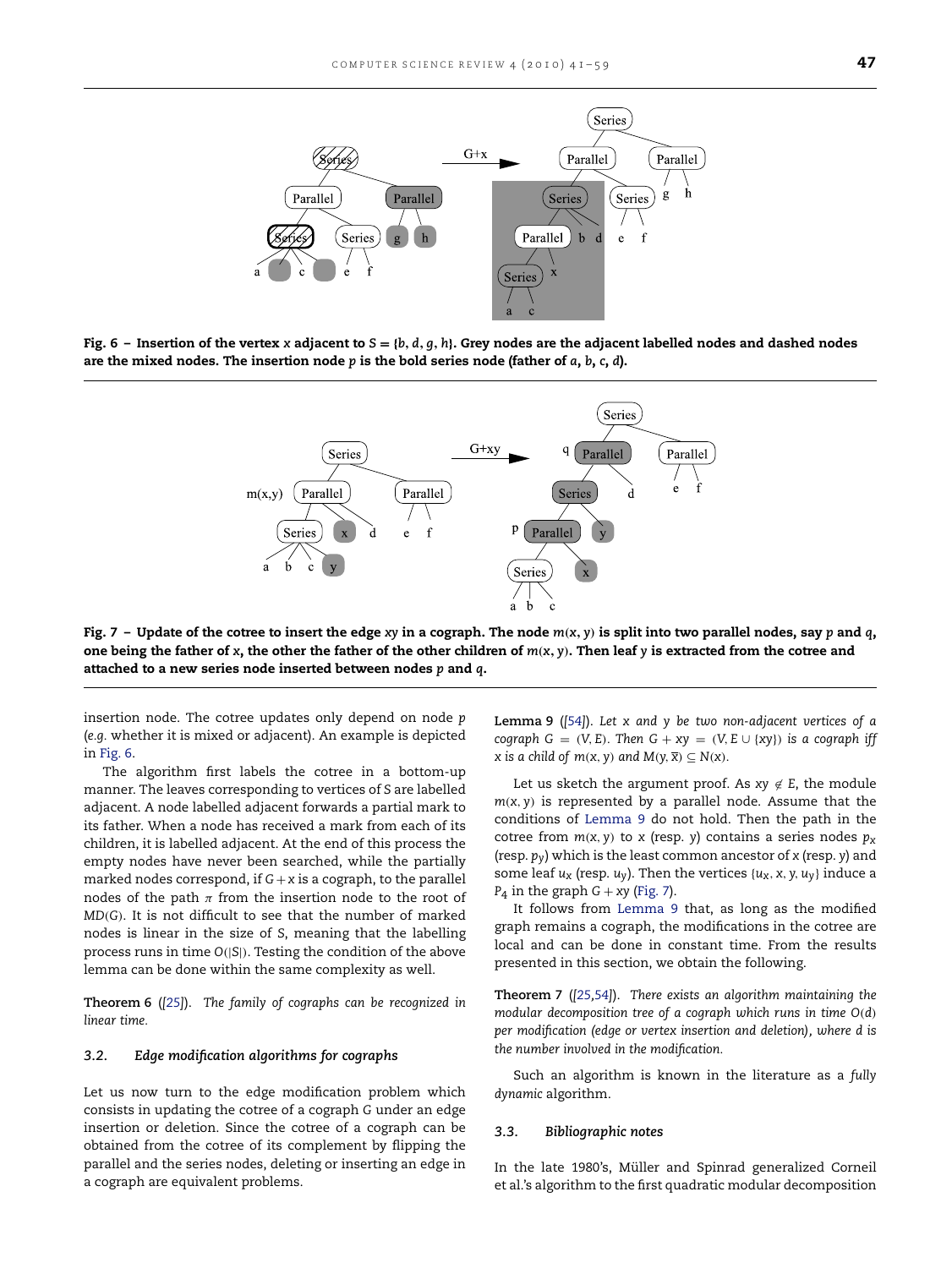Fig. 6 – Insertion of the vertex $x$ adjacent to $S = \{b, d, g, h\}$. Grey nodes are the adjacent labelled nodes and dashed nodes are the mixed nodes. The insertion node $p$ is the bold series node (father of $a, b, c, d$).

Fig. 7 – Update of the cotree to insert the edge $xy$ in a cograph. The node $m(x, y)$ is split into two parallel nodes, say $p$ and $q$, one being the father of $x$, the other the father of the other children of $m(x, y)$. Then leaf $y$ is extracted from the cotree and attached to a new series node inserted between nodes $p$ and $q$.

insertion node. The cotree updates only depend on node $p$ (*e.g.* whether it is mixed or adjacent). An example is depicted in Fig. 6.

The algorithm first labels the cotree in a bottom-up manner. The leaves corresponding to vertices of $S$ are labelled adjacent. A node labelled adjacent forwards a partial mark to its father. When a node has received a mark from each of its children, it is labelled adjacent. At the end of this process the empty nodes have never been searched, while the partially marked nodes correspond, if $G+x$ is a cograph, to the parallel nodes of the path $\pi$ from the insertion node to the root of $MD(G)$. It is not difficult to see that the number of marked nodes is linear in the size of $S$, meaning that the labelling process runs in time $O(|S|)$. Testing the condition of the above lemma can be done within the same complexity as well.

**Theorem 6** ([25]). *The family of cographs can be recognized in linear time.*

### 3.2. Edge modification algorithms for cographs

Let us now turn to the edge modification problem which consists in updating the cotree of a cograph $G$ under an edge insertion or deletion. Since the cotree of a cograph can be obtained from the cotree of its complement by flipping the parallel and the series nodes, deleting or inserting an edge in a cograph are equivalent problems.

**Lemma 9** ([54]). *Let $x$ and $y$ be two non-adjacent vertices of a cograph $G = (V, E)$. Then $G + xy = (V, E \cup \{xy\})$ is a cograph iff $x$ is a child of $m(x, y)$ and $M(y, \overline{x}) \subseteq N(x)$.*

Let us sketch the argument proof. As $xy \notin E$, the module $m(x, y)$ is represented by a parallel node. Assume that the conditions of Lemma 9 do not hold. Then the path in the cotree from $m(x, y)$ to $x$ (resp. $y$) contains a series nodes $p_x$ (resp. $p_y$) which is the least common ancestor of $x$ (resp. $y$) and some leaf $u_x$ (resp. $u_y$). Then the vertices $\{u_x, x, y, u_y\}$ induce a $P_4$ in the graph $G + xy$ (Fig. 7).

It follows from Lemma 9 that, as long as the modified graph remains a cograph, the modifications in the cotree are local and can be done in constant time. From the results presented in this section, we obtain the following.

**Theorem 7** ([25,54]). *There exists an algorithm maintaining the modular decomposition tree of a cograph which runs in time $O(d)$ per modification (edge or vertex insertion and deletion), where $d$ is the number involved in the modification.*

Such an algorithm is known in the literature as a *fully dynamic* algorithm.

### 3.3. Bibliographic notes

In the late 1980's, Müller and Spinrad generalized Corneil et al.'s algorithm to the first quadratic modular decomposition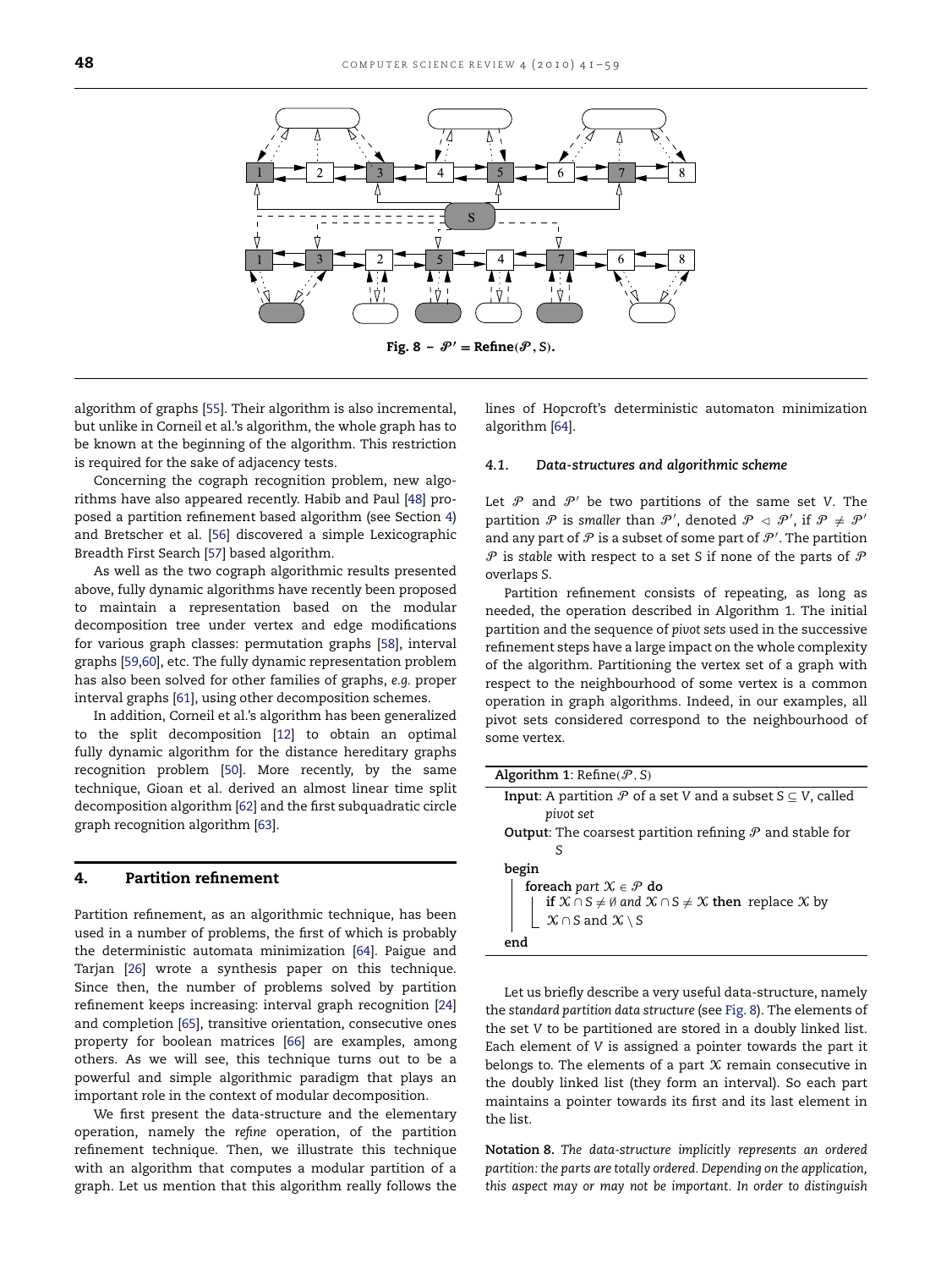1 2 3 4 5 6 7 8

S

1 3 2 5 4 7 6 8

**Fig. 8 – $\mathcal{P}' = \textbf{Refine}(\mathcal{P}, S)$.**

algorithm of graphs [55]. Their algorithm is also incremental, but unlike in Corneil et al.'s algorithm, the whole graph has to be known at the beginning of the algorithm. This restriction is required for the sake of adjacency tests.

Concerning the cograph recognition problem, new algorithms have also appeared recently. Habib and Paul [48] proposed a partition refinement based algorithm (see Section 4) and Bretscher et al. [56] discovered a simple Lexicographic Breadth First Search [57] based algorithm.

As well as the two cograph algorithmic results presented above, fully dynamic algorithms have recently been proposed to maintain a representation based on the modular decomposition tree under vertex and edge modifications for various graph classes: permutation graphs [58], interval graphs [59,60], etc. The fully dynamic representation problem has also been solved for other families of graphs, *e.g.* proper interval graphs [61], using other decomposition schemes.

In addition, Corneil et al.'s algorithm has been generalized to the split decomposition [12] to obtain an optimal fully dynamic algorithm for the distance hereditary graphs recognition problem [50]. More recently, by the same technique, Gioan et al. derived an almost linear time split decomposition algorithm [62] and the first subquadratic circle graph recognition algorithm [63].

## 4. Partition refinement

Partition refinement, as an algorithmic technique, has been used in a number of problems, the first of which is probably the deterministic automata minimization [64]. Paigue and Tarjan [26] wrote a synthesis paper on this technique. Since then, the number of problems solved by partition refinement keeps increasing: interval graph recognition [24] and completion [65], transitive orientation, consecutive ones property for boolean matrices [66] are examples, among others. As we will see, this technique turns out to be a powerful and simple algorithmic paradigm that plays an important role in the context of modular decomposition.

We first present the data-structure and the elementary operation, namely the *refine* operation, of the partition refinement technique. Then, we illustrate this technique with an algorithm that computes a modular partition of a graph. Let us mention that this algorithm really follows the lines of Hopcroft's deterministic automaton minimization algorithm [64].

### 4.1. Data-structures and algorithmic scheme

Let $\mathcal{P}$ and $\mathcal{P}'$ be two partitions of the same set $V$. The partition $\mathcal{P}$ is *smaller* than $\mathcal{P}'$, denoted $\mathcal{P} \lhd \mathcal{P}'$, if $\mathcal{P} \neq \mathcal{P}'$ and any part of $\mathcal{P}$ is a subset of some part of $\mathcal{P}'$. The partition $\mathcal{P}$ is *stable* with respect to a set $S$ if none of the parts of $\mathcal{P}$ overlaps $S$.

Partition refinement consists of repeating, as long as needed, the operation described in Algorithm 1. The initial partition and the sequence of *pivot sets* used in the successive refinement steps have a large impact on the whole complexity of the algorithm. Partitioning the vertex set of a graph with respect to the neighbourhood of some vertex is a common operation in graph algorithms. Indeed, in our examples, all pivot sets considered correspond to the neighbourhood of some vertex.

```
Algorithm 1: Refine(P, S)
Input: A partition P of a set V and a subset S ⊆ V, called
       pivot set
Output: The coarsest partition refining P and stable for
        S
begin
    foreach part X ∈ P do
        if X ∩ S ≠ ∅ and X ∩ S ≠ X then replace X by
            X ∩ S and X \ S
end
```

Let us briefly describe a very useful data-structure, namely the *standard partition data structure* (see Fig. 8). The elements of the set $V$ to be partitioned are stored in a doubly linked list. Each element of $V$ is assigned a pointer towards the part it belongs to. The elements of a part $\mathcal{X}$ remain consecutive in the doubly linked list (they form an interval). So each part maintains a pointer towards its first and its last element in the list.

**Notation 8.** *The data-structure implicitly represents an ordered partition: the parts are totally ordered. Depending on the application, this aspect may or may not be important. In order to distinguish*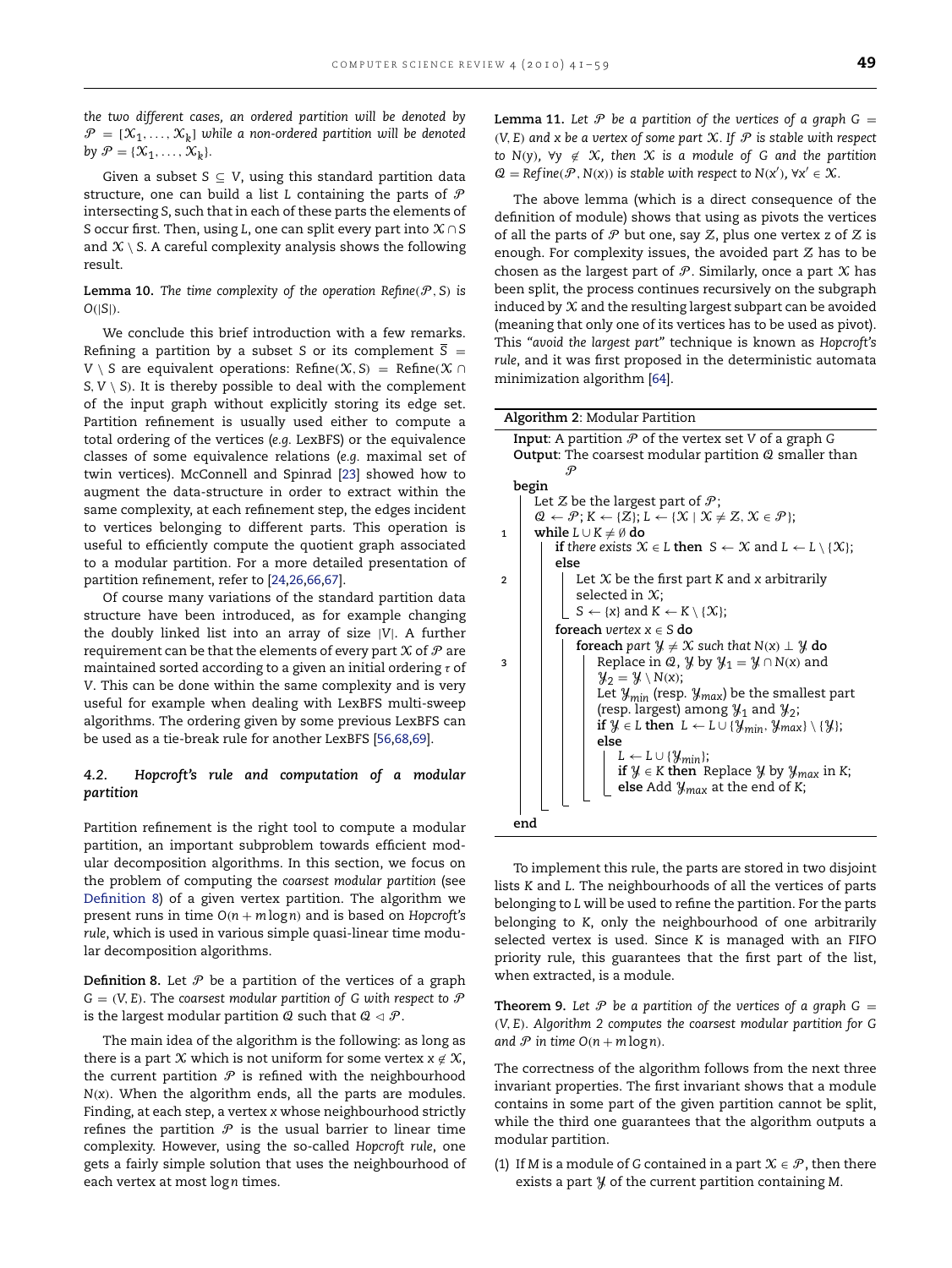the two different cases, an ordered partition will be denoted by $\mathcal{P} = [\mathcal{X}_1, \ldots, \mathcal{X}_k]$ while a non-ordered partition will be denoted by $\mathcal{P} = \{\mathcal{X}_1, \ldots, \mathcal{X}_k\}$.

Given a subset $S \subseteq V$, using this standard partition data structure, one can build a list $L$ containing the parts of $\mathcal{P}$ intersecting $S$, such that in each of these parts the elements of $S$ occur first. Then, using $L$, one can split every part into $\mathcal{X} \cap S$ and $\mathcal{X} \setminus S$. A careful complexity analysis shows the following result.

**Lemma 10.** *The time complexity of the operation Refine$(\mathcal{P}, S)$ is $O(|S|)$.*

We conclude this brief introduction with a few remarks. Refining a partition by a subset $S$ or its complement $\overline{S} = V \setminus S$ are equivalent operations: Refine$(\mathcal{X}, S)$ = Refine$(\mathcal{X} \cap S, V \setminus S)$. It is thereby possible to deal with the complement of the input graph without explicitly storing its edge set. Partition refinement is usually used either to compute a total ordering of the vertices (*e.g.* LexBFS) or the equivalence classes of some equivalence relations (*e.g.* maximal set of twin vertices). McConnell and Spinrad [23] showed how to augment the data-structure in order to extract within the same complexity, at each refinement step, the edges incident to vertices belonging to different parts. This operation is useful to efficiently compute the quotient graph associated to a modular partition. For a more detailed presentation of partition refinement, refer to [24,26,66,67].

Of course many variations of the standard partition data structure have been introduced, as for example changing the doubly linked list into an array of size $|V|$. A further requirement can be that the elements of every part $\mathcal{X}$ of $\mathcal{P}$ are maintained sorted according to a given an initial ordering $\tau$ of $V$. This can be done within the same complexity and is very useful for example when dealing with LexBFS multi-sweep algorithms. The ordering given by some previous LexBFS can be used as a tie-break rule for another LexBFS [56,68,69].

### 4.2. Hopcroft's rule and computation of a modular partition

Partition refinement is the right tool to compute a modular partition, an important subproblem towards efficient modular decomposition algorithms. In this section, we focus on the problem of computing the *coarsest modular partition* (see Definition 8) of a given vertex partition. The algorithm we present runs in time $O(n + m \log n)$ and is based on *Hopcroft's rule*, which is used in various simple quasi-linear time modular decomposition algorithms.

**Definition 8.** Let $\mathcal{P}$ be a partition of the vertices of a graph $G = (V, E)$. The *coarsest modular partition of G with respect to $\mathcal{P}$* is the largest modular partition $\mathcal{Q}$ such that $\mathcal{Q} \lhd \mathcal{P}$.

The main idea of the algorithm is the following: as long as there is a part $\mathcal{X}$ which is not uniform for some vertex $x \notin \mathcal{X}$, the current partition $\mathcal{P}$ is refined with the neighbourhood $N(x)$. When the algorithm ends, all the parts are modules. Finding, at each step, a vertex $x$ whose neighbourhood strictly refines the partition $\mathcal{P}$ is the usual barrier to linear time complexity. However, using the so-called *Hopcroft rule*, one gets a fairly simple solution that uses the neighbourhood of each vertex at most $\log n$ times.

**Lemma 11.** *Let $\mathcal{P}$ be a partition of the vertices of a graph $G = (V, E)$ and $x$ be a vertex of some part $\mathcal{X}$. If $\mathcal{P}$ is stable with respect to $N(y)$, $\forall y \notin \mathcal{X}$, then $\mathcal{X}$ is a module of $G$ and the partition $\mathcal{Q} = Refine(\mathcal{P}, N(x))$ is stable with respect to $N(x')$, $\forall x' \in \mathcal{X}$.*

The above lemma (which is a direct consequence of the definition of module) shows that using as pivots the vertices of all the parts of $\mathcal{P}$ but one, say $\mathcal{Z}$, plus one vertex $z$ of $\mathcal{Z}$ is enough. For complexity issues, the avoided part $\mathcal{Z}$ has to be chosen as the largest part of $\mathcal{P}$. Similarly, once a part $\mathcal{X}$ has been split, the process continues recursively on the subgraph induced by $\mathcal{X}$ and the resulting largest subpart can be avoided (meaning that only one of its vertices has to be used as pivot). This *"avoid the largest part"* technique is known as *Hopcroft's rule*, and it was first proposed in the deterministic automata minimization algorithm [64].

```
Algorithm 2: Modular Partition
Input: A partition P of the vertex set V of a graph G
Output: The coarsest modular partition Q smaller than P
begin
    Let Z be the largest part of P;
    Q ← P; K ← {Z}; L ← {X | X ≠ Z, X ∈ P};
1   while L ∪ K ≠ ∅ do
        if there exists X ∈ L then S ← X and L ← L \ {X};
        else
2           Let X be the first part K and x arbitrarily
            selected in X;
            S ← {x} and K ← K \ {X};
        foreach vertex x ∈ S do
            foreach part Y ≠ X such that N(x) ⊥ Y do
3               Replace in Q, Y by Y1 = Y ∩ N(x) and
                Y2 = Y \ N(x);
                Let Ymin (resp. Ymax) be the smallest part
                (resp. largest) among Y1 and Y2;
                if Y ∈ L then L ← L ∪ {Ymin, Ymax} \ {Y};
                else
                    L ← L ∪ {Ymin};
                    if Y ∈ K then Replace Y by Ymax in K;
                    else Add Ymax at the end of K;
end
```

To implement this rule, the parts are stored in two disjoint lists $K$ and $L$. The neighbourhoods of all the vertices of parts belonging to $L$ will be used to refine the partition. For the parts belonging to $K$, only the neighbourhood of one arbitrarily selected vertex is used. Since $K$ is managed with an FIFO priority rule, this guarantees that the first part of the list, when extracted, is a module.

**Theorem 9.** *Let $\mathcal{P}$ be a partition of the vertices of a graph $G = (V, E)$. Algorithm 2 computes the coarsest modular partition for $G$ and $\mathcal{P}$ in time $O(n + m \log n)$.*

The correctness of the algorithm follows from the next three invariant properties. The first invariant shows that a module contains in some part of the given partition cannot be split, while the third one guarantees that the algorithm outputs a modular partition.

(1) If $M$ is a module of $G$ contained in a part $\mathcal{X} \in \mathcal{P}$, then there exists a part $\mathcal{Y}$ of the current partition containing $M$.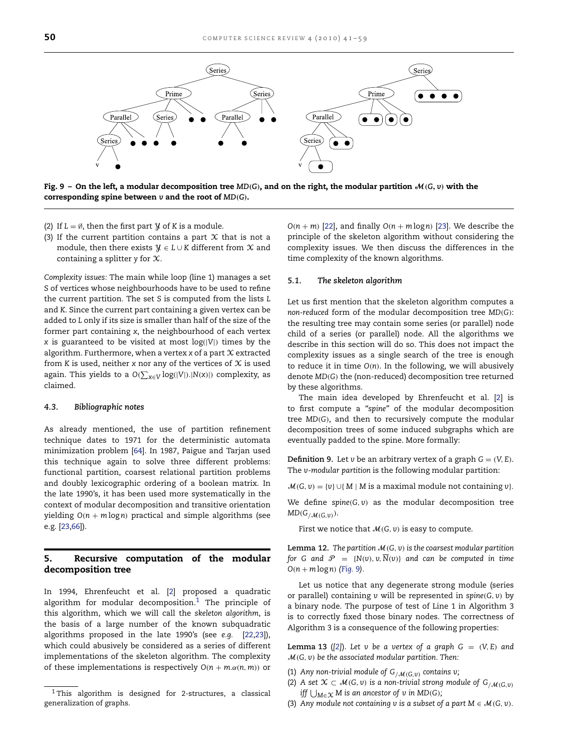Series Series

Prime Series Prime

Parallel Series Parallel Parallel

Series Series

v v

**Fig. 9 – On the left, a modular decomposition tree $MD(G)$, and on the right, the modular partition $\mathcal{M}(G,v)$ with the corresponding spine between $v$ and the root of $MD(G)$.**

(2) If $L = \emptyset$, then the first part $\mathcal{Y}$ of $K$ is a module.
(3) If the current partition contains a part $\mathcal{X}$ that is not a module, then there exists $\mathcal{Y} \in L \cup K$ different from $\mathcal{X}$ and containing a splitter $y$ for $\mathcal{X}$.

*Complexity issues:* The main while loop (line 1) manages a set $S$ of vertices whose neighbourhoods have to be used to refine the current partition. The set $S$ is computed from the lists $L$ and $K$. Since the current part containing a given vertex can be added to $L$ only if its size is smaller than half of the size of the former part containing $x$, the neighbourhood of each vertex $x$ is guaranteed to be visited at most $\log(|V|)$ times by the algorithm. Furthermore, when a vertex $x$ of a part $\mathcal{X}$ extracted from $K$ is used, neither $x$ nor any of the vertices of $\mathcal{X}$ is used again. This yields to a $O(\sum_{x \in V} \log(|V|).|N(x)|)$ complexity, as claimed.

### 4.3. Bibliographic notes

As already mentioned, the use of partition refinement technique dates to 1971 for the deterministic automata minimization problem [64]. In 1987, Paigue and Tarjan used this technique again to solve three different problems: functional partition, coarsest relational partition problems and doubly lexicographic ordering of a boolean matrix. In the late 1990's, it has been used more systematically in the context of modular decomposition and transitive orientation yielding $O(n + m \log n)$ practical and simple algorithms (see e.g. [23,66]).

## 5. Recursive computation of the modular decomposition tree

In 1994, Ehrenfeucht et al. [2] proposed a quadratic algorithm for modular decomposition.[1] The principle of this algorithm, which we will call the *skeleton algorithm*, is the basis of a large number of the known subquadratic algorithms proposed in the late 1990's (see *e.g.* [22,23]), which could abusively be considered as a series of different implementations of the skeleton algorithm. The complexity of these implementations is respectively $O(n + m.\alpha(n,m))$ or $O(n + m)$ [22], and finally $O(n + m \log n)$ [23]. We describe the principle of the skeleton algorithm without considering the complexity issues. We then discuss the differences in the time complexity of the known algorithms.

[1] This algorithm is designed for 2-structures, a classical generalization of graphs.

### 5.1. The skeleton algorithm

Let us first mention that the skeleton algorithm computes a *non-reduced* form of the modular decomposition tree $MD(G)$: the resulting tree may contain some series (or parallel) node child of a series (or parallel) node. All the algorithms we describe in this section will do so. This does not impact the complexity issues as a single search of the tree is enough to reduce it in time $O(n)$. In the following, we will abusively denote $MD(G)$ the (non-reduced) decomposition tree returned by these algorithms.

The main idea developed by Ehrenfeucht et al. [2] is to first compute a *"spine"* of the modular decomposition tree $MD(G)$, and then to recursively compute the modular decomposition trees of some induced subgraphs which are eventually padded to the spine. More formally:

**Definition 9.** Let $v$ be an arbitrary vertex of a graph $G = (V, E)$. The *$v$-modular partition* is the following modular partition:

$\mathcal{M}(G,v) = \{v\} \cup \{M \mid M \text{ is a maximal module not containing } v\}.$

We define *spine*$(G,v)$ as the modular decomposition tree $MD(G_{/\mathcal{M}(G,v)})$.

First we notice that $\mathcal{M}(G,v)$ is easy to compute.

**Lemma 12.** *The partition $\mathcal{M}(G,v)$ is the coarsest modular partition for $G$ and $\mathcal{P} = \{N(v), v, \overline{N}(v)\}$ and can be computed in time $O(n + m \log n)$ (Fig. 9).*

Let us notice that any degenerate strong module (series or parallel) containing $v$ will be represented in *spine*$(G,v)$ by a binary node. The purpose of test of Line 1 in Algorithm 3 is to correctly fixed those binary nodes. The correctness of Algorithm 3 is a consequence of the following properties:

**Lemma 13** ([2]). *Let $v$ be a vertex of a graph $G = (V,E)$ and $\mathcal{M}(G,v)$ be the associated modular partition. Then:*

1. *Any non-trivial module of $G_{/\mathcal{M}(G,v)}$ contains $v$;*
2. *A set $\mathcal{X} \subset \mathcal{M}(G,v)$ is a non-trivial strong module of $G_{/\mathcal{M}(G,v)}$ iff $\bigcup_{M \in \mathcal{X}} M$ is an ancestor of $v$ in $MD(G)$;*
3. *Any module not containing $v$ is a subset of a part $M \in \mathcal{M}(G,v)$.*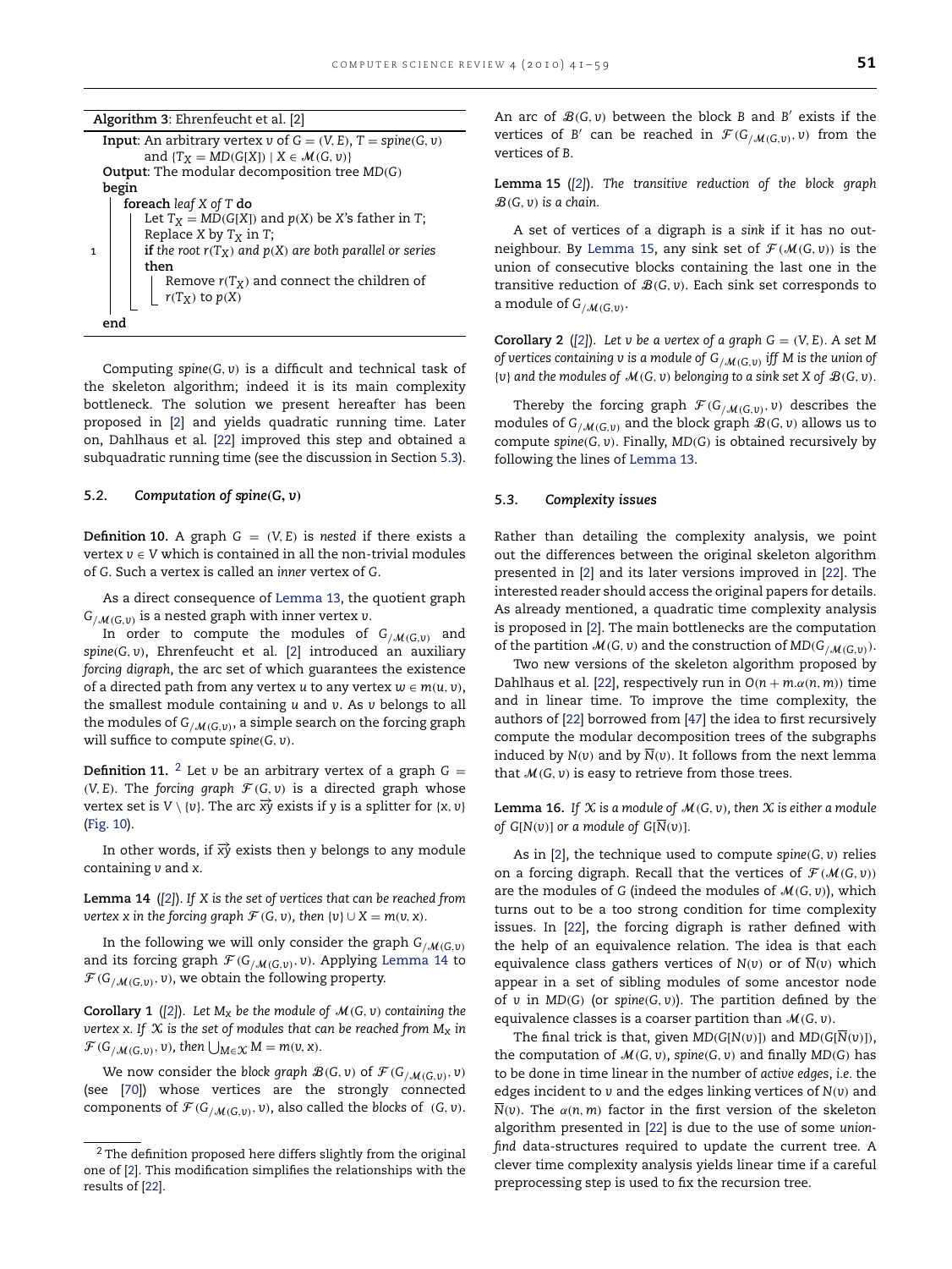**Algorithm 3**: Ehrenfeucht et al. [2]

```
Input: An arbitrary vertex v of G = (V, E), T = spine(G, v)
       and {T_X = MD(G[X]) | X ∈ M(G, v)}
Output: The modular decomposition tree MD(G)
begin
    foreach leaf X of T do
        Let T_X = MD(G[X]) and p(X) be X's father in T;
        Replace X by T_X in T;
1       if the root r(T_X) and p(X) are both parallel or series
        then
            Remove r(T_X) and connect the children of
            r(T_X) to p(X)
end
```

Computing $spine(G, v)$ is a difficult and technical task of the skeleton algorithm; indeed it is its main complexity bottleneck. The solution we present hereafter has been proposed in [2] and yields quadratic running time. Later on, Dahlhaus et al. [22] improved this step and obtained a subquadratic running time (see the discussion in Section 5.3).

### 5.2. Computation of $spine(G, v)$

**Definition 10.** A graph $G = (V, E)$ is *nested* if there exists a vertex $v \in V$ which is contained in all the non-trivial modules of $G$. Such a vertex is called an *inner* vertex of $G$.

As a direct consequence of Lemma 13, the quotient graph $G_{/\mathcal{M}(G,v)}$ is a nested graph with inner vertex $v$.

In order to compute the modules of $G_{/\mathcal{M}(G,v)}$ and $spine(G, v)$, Ehrenfeucht et al. [2] introduced an auxiliary *forcing digraph*, the arc set of which guarantees the existence of a directed path from any vertex $u$ to any vertex $w \in m(u, v)$, the smallest module containing $u$ and $v$. As $v$ belongs to all the modules of $G_{/\mathcal{M}(G,v)}$, a simple search on the forcing graph will suffice to compute $spine(G, v)$.

**Definition 11.** [2] Let $v$ be an arbitrary vertex of a graph $G = (V, E)$. The *forcing graph* $\mathcal{F}(G, v)$ is a directed graph whose vertex set is $V \setminus \{v\}$. The arc $\overrightarrow{xy}$ exists if $y$ is a splitter for $\{x, v\}$ (Fig. 10).

In other words, if $\overrightarrow{xy}$ exists then $y$ belongs to any module containing $v$ and $x$.

**Lemma 14** ([2]). *If $X$ is the set of vertices that can be reached from vertex $x$ in the forcing graph $\mathcal{F}(G, v)$, then $\{v\} \cup X = m(v, x)$.*

In the following we will only consider the graph $G_{/\mathcal{M}(G,v)}$ and its forcing graph $\mathcal{F}(G_{/\mathcal{M}(G,v)}, v)$. Applying Lemma 14 to $\mathcal{F}(G_{/\mathcal{M}(G,v)}, v)$, we obtain the following property.

**Corollary 1** ([2]). *Let $M_x$ be the module of $\mathcal{M}(G, v)$ containing the vertex $x$. If $\mathcal{X}$ is the set of modules that can be reached from $M_x$ in $\mathcal{F}(G_{/\mathcal{M}(G,v)}, v)$, then $\bigcup_{M \in \mathcal{X}} M = m(v, x)$.*

We now consider the *block graph* $\mathcal{B}(G, v)$ of $\mathcal{F}(G_{/\mathcal{M}(G,v)}, v)$ (see [70]) whose vertices are the strongly connected components of $\mathcal{F}(G_{/\mathcal{M}(G,v)}, v)$, also called the *blocks* of $(G, v)$. An arc of $\mathcal{B}(G, v)$ between the block $B$ and $B'$ exists if the vertices of $B'$ can be reached in $\mathcal{F}(G_{/\mathcal{M}(G,v)}, v)$ from the vertices of $B$.

**Lemma 15** ([2]). *The transitive reduction of the block graph $\mathcal{B}(G, v)$ is a chain.*

A set of vertices of a digraph is a *sink* if it has no out-neighbour. By Lemma 15, any sink set of $\mathcal{F}(\mathcal{M}(G, v))$ is the union of consecutive blocks containing the last one in the transitive reduction of $\mathcal{B}(G, v)$. Each sink set corresponds to a module of $G_{/\mathcal{M}(G,v)}$.

**Corollary 2** ([2]). *Let $v$ be a vertex of a graph $G = (V, E)$. A set $M$ of vertices containing $v$ is a module of $G_{/\mathcal{M}(G,v)}$ iff $M$ is the union of $\{v\}$ and the modules of $\mathcal{M}(G, v)$ belonging to a sink set $X$ of $\mathcal{B}(G, v)$.*

Thereby the forcing graph $\mathcal{F}(G_{/\mathcal{M}(G,v)}, v)$ describes the modules of $G_{/\mathcal{M}(G,v)}$ and the block graph $\mathcal{B}(G, v)$ allows us to compute $spine(G, v)$. Finally, $MD(G)$ is obtained recursively by following the lines of Lemma 13.

### 5.3. Complexity issues

Rather than detailing the complexity analysis, we point out the differences between the original skeleton algorithm presented in [2] and its later versions improved in [22]. The interested reader should access the original papers for details. As already mentioned, a quadratic time complexity analysis is proposed in [2]. The main bottlenecks are the computation of the partition $\mathcal{M}(G, v)$ and the construction of $MD(G_{/\mathcal{M}(G,v)})$.

Two new versions of the skeleton algorithm proposed by Dahlhaus et al. [22], respectively run in $O(n + m.\alpha(n, m))$ time and in linear time. To improve the time complexity, the authors of [22] borrowed from [47] the idea to first recursively compute the modular decomposition trees of the subgraphs induced by $N(v)$ and by $\overline{N}(v)$. It follows from the next lemma that $\mathcal{M}(G, v)$ is easy to retrieve from those trees.

**Lemma 16.** *If $\mathcal{X}$ is a module of $\mathcal{M}(G, v)$, then $\mathcal{X}$ is either a module of $G[N(v)]$ or a module of $G[\overline{N}(v)]$.*

As in [2], the technique used to compute $spine(G, v)$ relies on a forcing digraph. Recall that the vertices of $\mathcal{F}(\mathcal{M}(G, v))$ are the modules of $G$ (indeed the modules of $\mathcal{M}(G, v)$), which turns out to be a too strong condition for time complexity issues. In [22], the forcing digraph is rather defined with the help of an equivalence relation. The idea is that each equivalence class gathers vertices of $N(v)$ or of $\overline{N}(v)$ which appear in a set of sibling modules of some ancestor node of $v$ in $MD(G)$ (or $spine(G, v)$). The partition defined by the equivalence classes is a coarser partition than $\mathcal{M}(G, v)$.

The final trick is that, given $MD(G[N(v)])$ and $MD(G[\overline{N}(v)])$, the computation of $\mathcal{M}(G, v)$, $spine(G, v)$ and finally $MD(G)$ has to be done in time linear in the number of *active edges*, *i.e.* the edges incident to $v$ and the edges linking vertices of $N(v)$ and $\overline{N}(v)$. The $\alpha(n, m)$ factor in the first version of the skeleton algorithm presented in [22] is due to the use of some *union-find* data-structures required to update the current tree. A clever time complexity analysis yields linear time if a careful preprocessing step is used to fix the recursion tree.

---

[2] The definition proposed here differs slightly from the original one of [2]. This modification simplifies the relationships with the results of [22].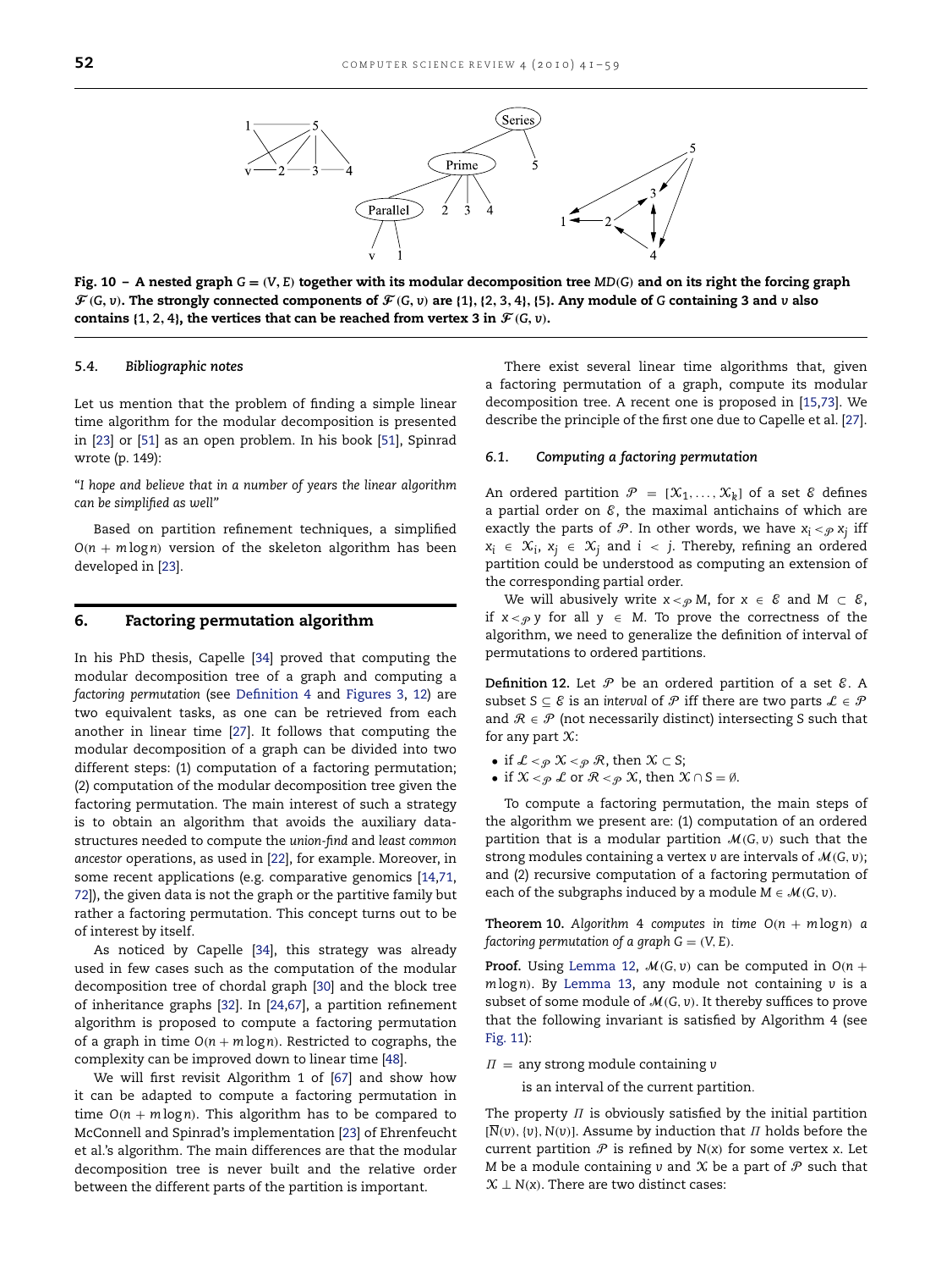1 5 v 2 3 4

Series

Prime 5

Parallel 2 3 4

v 1

5

3

1 2

4

**Fig. 10 – A nested graph $G = (V, E)$ together with its modular decomposition tree $MD(G)$ and on its right the forcing graph $\mathcal{F}(G, v)$. The strongly connected components of $\mathcal{F}(G, v)$ are {1}, {2, 3, 4}, {5}. Any module of $G$ containing 3 and $v$ also contains {1, 2, 4}, the vertices that can be reached from vertex 3 in $\mathcal{F}(G, v)$.**

### 5.4. *Bibliographic notes*

Let us mention that the problem of finding a simple linear time algorithm for the modular decomposition is presented in [23] or [51] as an open problem. In his book [51], Spinrad wrote (p. 149):

*"I hope and believe that in a number of years the linear algorithm can be simplified as well"*

Based on partition refinement techniques, a simplified $O(n + m \log n)$ version of the skeleton algorithm has been developed in [23].

## 6. Factoring permutation algorithm

In his PhD thesis, Capelle [34] proved that computing the modular decomposition tree of a graph and computing a *factoring permutation* (see Definition 4 and Figures 3, 12) are two equivalent tasks, as one can be retrieved from each another in linear time [27]. It follows that computing the modular decomposition of a graph can be divided into two different steps: (1) computation of a factoring permutation; (2) computation of the modular decomposition tree given the factoring permutation. The main interest of such a strategy is to obtain an algorithm that avoids the auxiliary data-structures needed to compute the *union-find* and *least common ancestor* operations, as used in [22], for example. Moreover, in some recent applications (e.g. comparative genomics [14,71, 72]), the given data is not the graph or the partitive family but rather a factoring permutation. This concept turns out to be of interest by itself.

As noticed by Capelle [34], this strategy was already used in few cases such as the computation of the modular decomposition tree of chordal graph [30] and the block tree of inheritance graphs [32]. In [24,67], a partition refinement algorithm is proposed to compute a factoring permutation of a graph in time $O(n + m \log n)$. Restricted to cographs, the complexity can be improved down to linear time [48].

We will first revisit Algorithm 1 of [67] and show how it can be adapted to compute a factoring permutation in time $O(n + m \log n)$. This algorithm has to be compared to McConnell and Spinrad's implementation [23] of Ehrenfeucht et al.'s algorithm. The main differences are that the modular decomposition tree is never built and the relative order between the different parts of the partition is important.

There exist several linear time algorithms that, given a factoring permutation of a graph, compute its modular decomposition tree. A recent one is proposed in [15,73]. We describe the principle of the first one due to Capelle et al. [27].

### 6.1. *Computing a factoring permutation*

An ordered partition $\mathcal{P} = [\mathcal{X}_1, \ldots, \mathcal{X}_k]$ of a set $\mathcal{E}$ defines a partial order on $\mathcal{E}$, the maximal antichains of which are exactly the parts of $\mathcal{P}$. In other words, we have $x_i <_{\mathcal{P}} x_j$ iff $x_i \in \mathcal{X}_i$, $x_j \in \mathcal{X}_j$ and $i < j$. Thereby, refining an ordered partition could be understood as computing an extension of the corresponding partial order.

We will abusively write $x <_{\mathcal{P}} M$, for $x \in \mathcal{E}$ and $M \subset \mathcal{E}$, if $x <_{\mathcal{P}} y$ for all $y \in M$. To prove the correctness of the algorithm, we need to generalize the definition of interval of permutations to ordered partitions.

**Definition 12.** Let $\mathcal{P}$ be an ordered partition of a set $\mathcal{E}$. A subset $S \subseteq \mathcal{E}$ is an *interval* of $\mathcal{P}$ iff there are two parts $\mathcal{L} \in \mathcal{P}$ and $\mathcal{R} \in \mathcal{P}$ (not necessarily distinct) intersecting $S$ such that for any part $\mathcal{X}$:

- if $\mathcal{L} <_{\mathcal{P}} \mathcal{X} <_{\mathcal{P}} \mathcal{R}$, then $\mathcal{X} \subset S$;
- if $\mathcal{X} <_{\mathcal{P}} \mathcal{L}$ or $\mathcal{R} <_{\mathcal{P}} \mathcal{X}$, then $\mathcal{X} \cap S = \emptyset$.

To compute a factoring permutation, the main steps of the algorithm we present are: (1) computation of an ordered partition that is a modular partition $\mathcal{M}(G, v)$ such that the strong modules containing a vertex $v$ are intervals of $\mathcal{M}(G, v)$; and (2) recursive computation of a factoring permutation of each of the subgraphs induced by a module $M \in \mathcal{M}(G, v)$.

**Theorem 10.** *Algorithm 4 computes in time $O(n + m \log n)$ a factoring permutation of a graph $G = (V, E)$.*

**Proof.** Using Lemma 12, $\mathcal{M}(G, v)$ can be computed in $O(n + m \log n)$. By Lemma 13, any module not containing $v$ is a subset of some module of $\mathcal{M}(G, v)$. It thereby suffices to prove that the following invariant is satisfied by Algorithm 4 (see Fig. 11):

$\Pi$ = any strong module containing $v$

is an interval of the current partition.

The property $\Pi$ is obviously satisfied by the initial partition $[\overline{N}(v), \{v\}, N(v)]$. Assume by induction that $\Pi$ holds before the current partition $\mathcal{P}$ is refined by $N(x)$ for some vertex $x$. Let $M$ be a module containing $v$ and $\mathcal{X}$ be a part of $\mathcal{P}$ such that $\mathcal{X} \perp N(x)$. There are two distinct cases: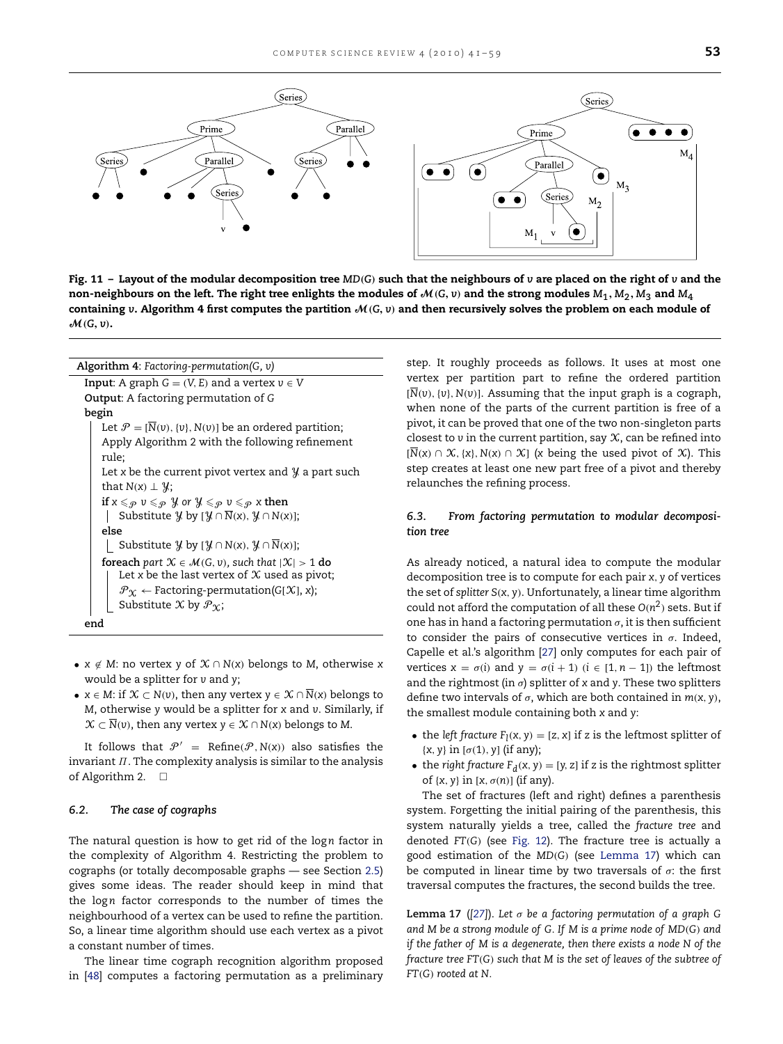Series

Prime

Parallel

Series

Parallel

Series

Series

v

Series

Prime

Parallel

Series

$M_4$

$M_3$

$M_2$

$M_1$ v

**Fig. 11 – Layout of the modular decomposition tree $MD(G)$ such that the neighbours of $v$ are placed on the right of $v$ and the non-neighbours on the left. The right tree enlights the modules of $\mathcal{M}(G, v)$ and the strong modules $M_1, M_2, M_3$ and $M_4$ containing $v$. Algorithm 4 first computes the partition $\mathcal{M}(G, v)$ and then recursively solves the problem on each module of $\mathcal{M}(G, v)$.**

```
Algorithm 4: Factoring-permutation(G, v)
Input: A graph G = (V, E) and a vertex v ∈ V
Output: A factoring permutation of G
begin
    Let P = [N̄(v), {v}, N(v)] be an ordered partition;
    Apply Algorithm 2 with the following refinement
    rule;
    Let x be the current pivot vertex and Y a part such
    that N(x) ⊥ Y;
    if x ≤_P v ≤_P Y or Y ≤_P v ≤_P x then
        Substitute Y by [Y ∩ N̄(x), Y ∩ N(x)];
    else
        Substitute Y by [Y ∩ N(x), Y ∩ N̄(x)];
    foreach part X ∈ M(G, v), such that |X| > 1 do
        Let x be the last vertex of X used as pivot;
        P_X ← Factoring-permutation(G[X], x);
        Substitute X by P_X;
end
```

- $x \notin M$: no vertex $y$ of $\mathcal{X} \cap N(x)$ belongs to $M$, otherwise $x$ would be a splitter for $v$ and $y$;
- $x \in M$: if $\mathcal{X} \subset N(v)$, then any vertex $y \in \mathcal{X} \cap \overline{N}(x)$ belongs to $M$, otherwise $y$ would be a splitter for $x$ and $v$. Similarly, if $\mathcal{X} \subset \overline{N}(v)$, then any vertex $y \in \mathcal{X} \cap N(x)$ belongs to $M$.

It follows that $\mathcal{P}' = \text{Refine}(\mathcal{P}, N(x))$ also satisfies the invariant $\Pi$. The complexity analysis is similar to the analysis of Algorithm 2. □

### 6.2. The case of cographs

The natural question is how to get rid of the $\log n$ factor in the complexity of Algorithm 4. Restricting the problem to cographs (or totally decomposable graphs — see Section 2.5) gives some ideas. The reader should keep in mind that the $\log n$ factor corresponds to the number of times the neighbourhood of a vertex can be used to refine the partition. So, a linear time algorithm should use each vertex as a pivot a constant number of times.

The linear time cograph recognition algorithm proposed in [48] computes a factoring permutation as a preliminary step. It roughly proceeds as follows. It uses at most one vertex per partition part to refine the ordered partition $[\overline{N}(v), \{v\}, N(v)]$. Assuming that the input graph is a cograph, when none of the parts of the current partition is free of a pivot, it can be proved that one of the two non-singleton parts closest to $v$ in the current partition, say $\mathcal{X}$, can be refined into $[\overline{N}(x) \cap \mathcal{X}, \{x\}, N(x) \cap \mathcal{X}]$ ($x$ being the used pivot of $\mathcal{X}$). This step creates at least one new part free of a pivot and thereby relaunches the refining process.

### 6.3. From factoring permutation to modular decomposition tree

As already noticed, a natural idea to compute the modular decomposition tree is to compute for each pair $x, y$ of vertices the set of *splitter* $S(x, y)$. Unfortunately, a linear time algorithm could not afford the computation of all these $O(n^2)$ sets. But if one has in hand a factoring permutation $\sigma$, it is then sufficient to consider the pairs of consecutive vertices in $\sigma$. Indeed, Capelle et al.'s algorithm [27] only computes for each pair of vertices $x = \sigma(i)$ and $y = \sigma(i + 1)$ ($i \in [1, n - 1]$) the leftmost and the rightmost (in $\sigma$) splitter of $x$ and $y$. These two splitters define two intervals of $\sigma$, which are both contained in $m(x, y)$, the smallest module containing both $x$ and $y$:

- the *left fracture* $F_l(x, y) = [z, x]$ if $z$ is the leftmost splitter of $\{x, y\}$ in $[\sigma(1), y]$ (if any);
- the *right fracture* $F_d(x, y) = [y, z]$ if $z$ is the rightmost splitter of $\{x, y\}$ in $[x, \sigma(n)]$ (if any).

The set of fractures (left and right) defines a parenthesis system. Forgetting the initial pairing of the parenthesis, this system naturally yields a tree, called the *fracture tree* and denoted $FT(G)$ (see Fig. 12). The fracture tree is actually a good estimation of the $MD(G)$ (see Lemma 17) which can be computed in linear time by two traversals of $\sigma$: the first traversal computes the fractures, the second builds the tree.

**Lemma 17** ([27]). *Let $\sigma$ be a factoring permutation of a graph $G$ and $M$ be a strong module of $G$. If $M$ is a prime node of $MD(G)$ and if the father of $M$ is a degenerate, then there exists a node $N$ of the fracture tree $FT(G)$ such that $M$ is the set of leaves of the subtree of $FT(G)$ rooted at $N$.*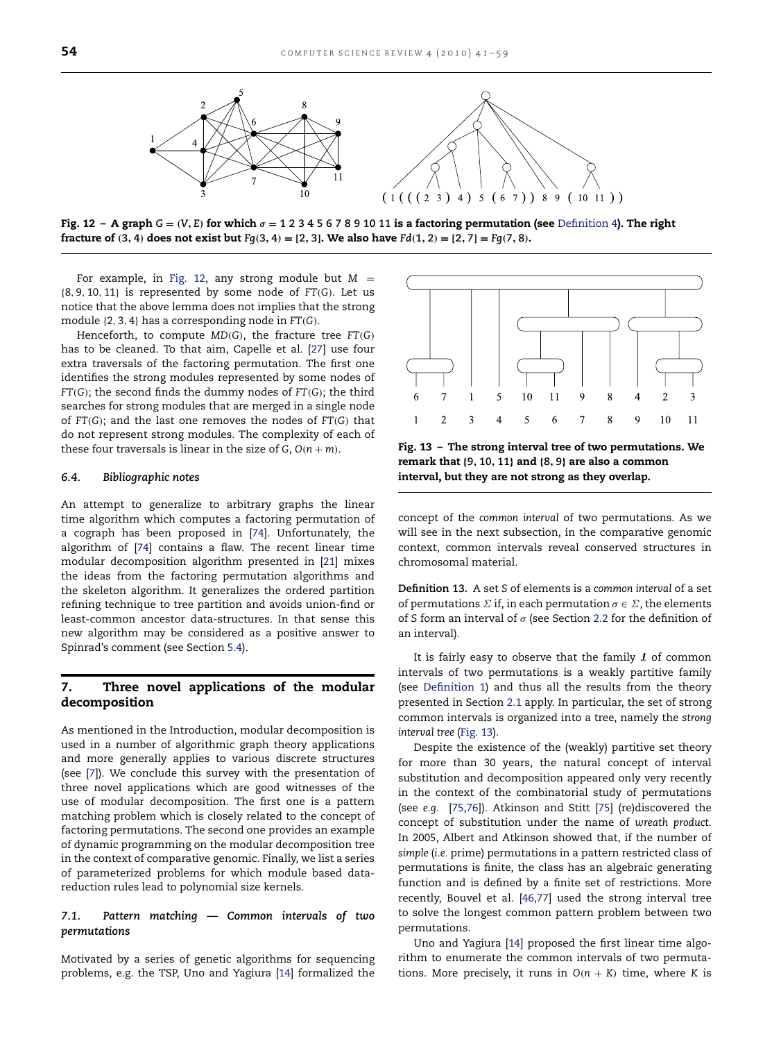( 1 ( ( ( 2 3 ) 4 ) 5 ( 6 7 ) ) 8 9 ( 10 11 ) )

**Fig. 12 – A graph $G = (V, E)$ for which $\sigma = 1\ 2\ 3\ 4\ 5\ 6\ 7\ 8\ 9\ 10\ 11$ is a factoring permutation (see Definition 4). The right fracture of (3, 4) does not exist but $Fg(3, 4) = [2, 3]$. We also have $Fd(1, 2) = [2, 7] = Fg(7, 8)$.**

For example, in Fig. 12, any strong module but $M = \{8, 9, 10, 11\}$ is represented by some node of $FT(G)$. Let us notice that the above lemma does not implies that the strong module $\{2, 3, 4\}$ has a corresponding node in $FT(G)$.

Henceforth, to compute $MD(G)$, the fracture tree $FT(G)$ has to be cleaned. To that aim, Capelle et al. [27] use four extra traversals of the factoring permutation. The first one identifies the strong modules represented by some nodes of $FT(G)$; the second finds the dummy nodes of $FT(G)$; the third searches for strong modules that are merged in a single node of $FT(G)$; and the last one removes the nodes of $FT(G)$ that do not represent strong modules. The complexity of each of these four traversals is linear in the size of $G$, $O(n + m)$.

### 6.4. Bibliographic notes

An attempt to generalize to arbitrary graphs the linear time algorithm which computes a factoring permutation of a cograph has been proposed in [74]. Unfortunately, the algorithm of [74] contains a flaw. The recent linear time modular decomposition algorithm presented in [21] mixes the ideas from the factoring permutation algorithms and the skeleton algorithm. It generalizes the ordered partition refining technique to tree partition and avoids union-find or least-common ancestor data-structures. In that sense this new algorithm may be considered as a positive answer to Spinrad's comment (see Section 5.4).

## 7. Three novel applications of the modular decomposition

As mentioned in the Introduction, modular decomposition is used in a number of algorithmic graph theory applications and more generally applies to various discrete structures (see [7]). We conclude this survey with the presentation of three novel applications which are good witnesses of the use of modular decomposition. The first one is a pattern matching problem which is closely related to the concept of factoring permutations. The second one provides an example of dynamic programming on the modular decomposition tree in the context of comparative genomic. Finally, we list a series of parameterized problems for which module based data-reduction rules lead to polynomial size kernels.

### 7.1. Pattern matching — Common intervals of two permutations

Motivated by a series of genetic algorithms for sequencing problems, e.g. the TSP, Uno and Yagiura [14] formalized the

6 7 1 5 10 11 9 8 4 2 3

1 2 3 4 5 6 7 8 9 10 11

**Fig. 13 – The strong interval tree of two permutations. We remark that {9, 10, 11} and {8, 9} are also a common interval, but they are not strong as they overlap.**

concept of the *common interval* of two permutations. As we will see in the next subsection, in the comparative genomic context, common intervals reveal conserved structures in chromosomal material.

**Definition 13.** A set $S$ of elements is a *common interval* of a set of permutations $\Sigma$ if, in each permutation $\sigma \in \Sigma$, the elements of $S$ form an interval of $\sigma$ (see Section 2.2 for the definition of an interval).

It is fairly easy to observe that the family $\mathcal{I}$ of common intervals of two permutations is a weakly partitive family (see Definition 1) and thus all the results from the theory presented in Section 2.1 apply. In particular, the set of strong common intervals is organized into a tree, namely the *strong interval tree* (Fig. 13).

Despite the existence of the (weakly) partitive set theory for more than 30 years, the natural concept of interval substitution and decomposition appeared only very recently in the context of the combinatorial study of permutations (see *e.g.* [75,76]). Atkinson and Stitt [75] (re)discovered the concept of substitution under the name of *wreath product*. In 2005, Albert and Atkinson showed that, if the number of *simple* (*i.e.* prime) permutations in a pattern restricted class of permutations is finite, the class has an algebraic generating function and is defined by a finite set of restrictions. More recently, Bouvel et al. [46,77] used the strong interval tree to solve the longest common pattern problem between two permutations.

Uno and Yagiura [14] proposed the first linear time algorithm to enumerate the common intervals of two permutations. More precisely, it runs in $O(n + K)$ time, where $K$ is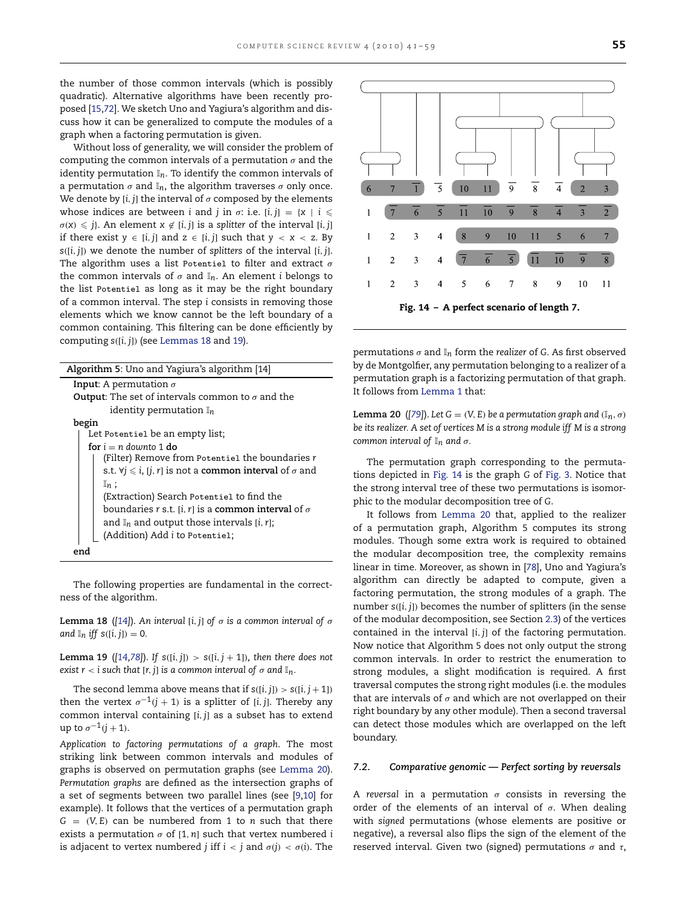the number of those common intervals (which is possibly quadratic). Alternative algorithms have been recently proposed [15,72]. We sketch Uno and Yagiura's algorithm and discuss how it can be generalized to compute the modules of a graph when a factoring permutation is given.

Without loss of generality, we will consider the problem of computing the common intervals of a permutation $\sigma$ and the identity permutation $\mathbb{I}_n$. To identify the common intervals of a permutation $\sigma$ and $\mathbb{I}_n$, the algorithm traverses $\sigma$ only once. We denote by $[i, j]$ the interval of $\sigma$ composed by the elements whose indices are between $i$ and $j$ in $\sigma$: i.e. $[i, j] = \{x \mid i \leqslant \sigma(x) \leqslant j\}$. An element $x \notin [i, j]$ is a *splitter* of the interval $[i, j]$ if there exist $y \in [i, j]$ and $z \in [i, j]$ such that $y < x < z$. By $s([i, j])$ we denote the number of *splitters* of the interval $[i, j]$. The algorithm uses a list `Potentiel` to filter and extract $\sigma$ the common intervals of $\sigma$ and $\mathbb{I}_n$. An element $i$ belongs to the list `Potentiel` as long as it may be the right boundary of a common interval. The step $i$ consists in removing those elements which we know cannot be the left boundary of a common containing. This filtering can be done efficiently by computing $s([i, j])$ (see Lemmas 18 and 19).

**Algorithm 5**: Uno and Yagiura's algorithm [14]

**Input**: A permutation $\sigma$
**Output**: The set of intervals common to $\sigma$ and the identity permutation $\mathbb{I}_n$
**begin**
  Let `Potentiel` be an empty list;
  **for** $i = n$ *downto* 1 **do**
    (Filter) Remove from `Potentiel` the boundaries $r$ s.t. $\forall j \leqslant i$, $[j, r]$ is not a **common interval** of $\sigma$ and $\mathbb{I}_n$ ;
    (Extraction) Search `Potentiel` to find the boundaries $r$ s.t. $[i, r]$ is a **common interval** of $\sigma$ and $\mathbb{I}_n$ and output those intervals $[i, r]$;
    (Addition) Add $i$ to `Potentiel`;
**end**

The following properties are fundamental in the correctness of the algorithm.

**Lemma 18** ([14]). *An interval $[i, j]$ of $\sigma$ is a common interval of $\sigma$ and $\mathbb{I}_n$ iff $s([i, j]) = 0$.*

**Lemma 19** ([14,78]). *If $s([i, j]) > s([i, j + 1])$, then there does not exist $r < i$ such that $[r, j]$ is a common interval of $\sigma$ and $\mathbb{I}_n$.*

The second lemma above means that if $s([i, j]) > s([i, j + 1])$ then the vertex $\sigma^{-1}(j + 1)$ is a splitter of $[i, j]$. Thereby any common interval containing $[i, j]$ as a subset has to extend up to $\sigma^{-1}(j + 1)$.

*Application to factoring permutations of a graph*. The most striking link between common intervals and modules of graphs is observed on permutation graphs (see Lemma 20). *Permutation graphs* are defined as the intersection graphs of a set of segments between two parallel lines (see [9,10] for example). It follows that the vertices of a permutation graph $G = (V, E)$ can be numbered from 1 to $n$ such that there exists a permutation $\sigma$ of $[1, n]$ such that vertex numbered $i$ is adjacent to vertex numbered $j$ iff $i < j$ and $\sigma(j) < \sigma(i)$. The

6 7 $\overline{1}$ $\overline{5}$ 10 11 $\overline{9}$ $\overline{8}$ $\overline{4}$ 2 3

1 $\overline{7}$ $\overline{6}$ $\overline{5}$ $\overline{11}$ $\overline{10}$ $\overline{9}$ $\overline{8}$ $\overline{4}$ $\overline{3}$ $\overline{2}$

1 2 3 4 8 9 10 11 5 6 7

1 2 3 4 $\overline{7}$ $\overline{6}$ $\overline{5}$ $\overline{11}$ $\overline{10}$ $\overline{9}$ $\overline{8}$

1 2 3 4 5 6 7 8 9 10 11

**Fig. 14 – A perfect scenario of length 7.**

permutations $\sigma$ and $\mathbb{I}_n$ form the *realizer* of $G$. As first observed by de Montgolfier, any permutation belonging to a realizer of a permutation graph is a factorizing permutation of that graph. It follows from Lemma 1 that:

**Lemma 20** ([79]). *Let $G = (V, E)$ be a permutation graph and $(\mathbb{I}_n, \sigma)$ be its realizer. A set of vertices $M$ is a strong module iff $M$ is a strong common interval of $\mathbb{I}_n$ and $\sigma$.*

The permutation graph corresponding to the permutations depicted in Fig. 14 is the graph $G$ of Fig. 3. Notice that the strong interval tree of these two permutations is isomorphic to the modular decomposition tree of $G$.

It follows from Lemma 20 that, applied to the realizer of a permutation graph, Algorithm 5 computes its strong modules. Though some extra work is required to obtained the modular decomposition tree, the complexity remains linear in time. Moreover, as shown in [78], Uno and Yagiura's algorithm can directly be adapted to compute, given a factoring permutation, the strong modules of a graph. The number $s([i, j])$ becomes the number of splitters (in the sense of the modular decomposition, see Section 2.3) of the vertices contained in the interval $[i, j]$ of the factoring permutation. Now notice that Algorithm 5 does not only output the strong common intervals. In order to restrict the enumeration to strong modules, a slight modification is required. A first traversal computes the strong right modules (i.e. the modules that are intervals of $\sigma$ and which are not overlapped on their right boundary by any other module). Then a second traversal can detect those modules which are overlapped on the left boundary.

### 7.2. *Comparative genomic — Perfect sorting by reversals*

A *reversal* in a permutation $\sigma$ consists in reversing the order of the elements of an interval of $\sigma$. When dealing with *signed* permutations (whose elements are positive or negative), a reversal also flips the sign of the element of the reserved interval. Given two (signed) permutations $\sigma$ and $\tau$,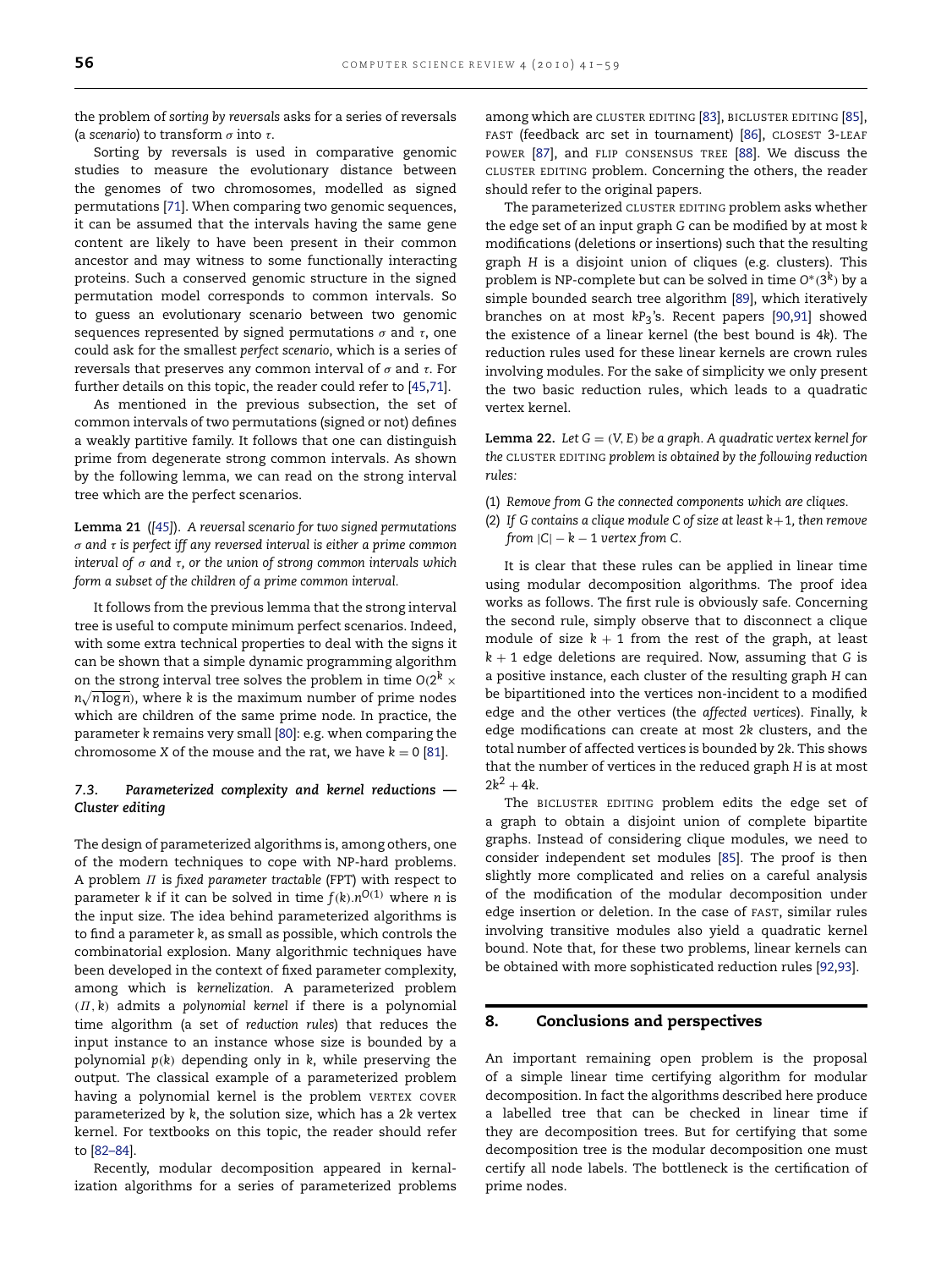the problem of *sorting by reversals* asks for a series of reversals (a *scenario*) to transform $\sigma$ into $\tau$.

Sorting by reversals is used in comparative genomic studies to measure the evolutionary distance between the genomes of two chromosomes, modelled as signed permutations [71]. When comparing two genomic sequences, it can be assumed that the intervals having the same gene content are likely to have been present in their common ancestor and may witness to some functionally interacting proteins. Such a conserved genomic structure in the signed permutation model corresponds to common intervals. So to guess an evolutionary scenario between two genomic sequences represented by signed permutations $\sigma$ and $\tau$, one could ask for the smallest *perfect scenario*, which is a series of reversals that preserves any common interval of $\sigma$ and $\tau$. For further details on this topic, the reader could refer to [45,71].

As mentioned in the previous subsection, the set of common intervals of two permutations (signed or not) defines a weakly partitive family. It follows that one can distinguish prime from degenerate strong common intervals. As shown by the following lemma, we can read on the strong interval tree which are the perfect scenarios.

**Lemma 21** ([45]). *A reversal scenario for two signed permutations $\sigma$ and $\tau$ is perfect iff any reversed interval is either a prime common interval of $\sigma$ and $\tau$, or the union of strong common intervals which form a subset of the children of a prime common interval.*

It follows from the previous lemma that the strong interval tree is useful to compute minimum perfect scenarios. Indeed, with some extra technical properties to deal with the signs it can be shown that a simple dynamic programming algorithm on the strong interval tree solves the problem in time $O(2^k \times n\sqrt{n \log n})$, where $k$ is the maximum number of prime nodes which are children of the same prime node. In practice, the parameter $k$ remains very small [80]: e.g. when comparing the chromosome X of the mouse and the rat, we have $k = 0$ [81].

### 7.3. Parameterized complexity and kernel reductions — Cluster editing

The design of parameterized algorithms is, among others, one of the modern techniques to cope with NP-hard problems. A problem $\Pi$ is *fixed parameter tractable* (FPT) with respect to parameter $k$ if it can be solved in time $f(k).n^{O(1)}$ where $n$ is the input size. The idea behind parameterized algorithms is to find a parameter $k$, as small as possible, which controls the combinatorial explosion. Many algorithmic techniques have been developed in the context of fixed parameter complexity, among which is *kernelization*. A parameterized problem $(\Pi, k)$ admits a *polynomial kernel* if there is a polynomial time algorithm (a set of *reduction rules*) that reduces the input instance to an instance whose size is bounded by a polynomial $p(k)$ depending only in $k$, while preserving the output. The classical example of a parameterized problem having a polynomial kernel is the problem VERTEX COVER parameterized by $k$, the solution size, which has a $2k$ vertex kernel. For textbooks on this topic, the reader should refer to [82–84].

Recently, modular decomposition appeared in kernalization algorithms for a series of parameterized problems among which are CLUSTER EDITING [83], BICLUSTER EDITING [85], FAST (feedback arc set in tournament) [86], CLOSEST 3-LEAF POWER [87], and FLIP CONSENSUS TREE [88]. We discuss the CLUSTER EDITING problem. Concerning the others, the reader should refer to the original papers.

The parameterized CLUSTER EDITING problem asks whether the edge set of an input graph $G$ can be modified by at most $k$ modifications (deletions or insertions) such that the resulting graph $H$ is a disjoint union of cliques (e.g. clusters). This problem is NP-complete but can be solved in time $O^*(3^k)$ by a simple bounded search tree algorithm [89], which iteratively branches on at most $kP_3$'s. Recent papers [90,91] showed the existence of a linear kernel (the best bound is $4k$). The reduction rules used for these linear kernels are crown rules involving modules. For the sake of simplicity we only present the two basic reduction rules, which leads to a quadratic vertex kernel.

**Lemma 22.** *Let $G = (V, E)$ be a graph. A quadratic vertex kernel for the* CLUSTER EDITING *problem is obtained by the following reduction rules:*

1. *Remove from $G$ the connected components which are cliques.*
2. *If $G$ contains a clique module $C$ of size at least $k+1$, then remove from $|C| - k - 1$ vertex from $C$.*

It is clear that these rules can be applied in linear time using modular decomposition algorithms. The proof idea works as follows. The first rule is obviously safe. Concerning the second rule, simply observe that to disconnect a clique module of size $k + 1$ from the rest of the graph, at least $k + 1$ edge deletions are required. Now, assuming that $G$ is a positive instance, each cluster of the resulting graph $H$ can be bipartitioned into the vertices non-incident to a modified edge and the other vertices (the *affected vertices*). Finally, $k$ edge modifications can create at most $2k$ clusters, and the total number of affected vertices is bounded by $2k$. This shows that the number of vertices in the reduced graph $H$ is at most $2k^2 + 4k$.

The BICLUSTER EDITING problem edits the edge set of a graph to obtain a disjoint union of complete bipartite graphs. Instead of considering clique modules, we need to consider independent set modules [85]. The proof is then slightly more complicated and relies on a careful analysis of the modification of the modular decomposition under edge insertion or deletion. In the case of FAST, similar rules involving transitive modules also yield a quadratic kernel bound. Note that, for these two problems, linear kernels can be obtained with more sophisticated reduction rules [92,93].

## 8. Conclusions and perspectives

An important remaining open problem is the proposal of a simple linear time certifying algorithm for modular decomposition. In fact the algorithms described here produce a labelled tree that can be checked in linear time if they are decomposition trees. But for certifying that some decomposition tree is the modular decomposition one must certify all node labels. The bottleneck is the certification of prime nodes.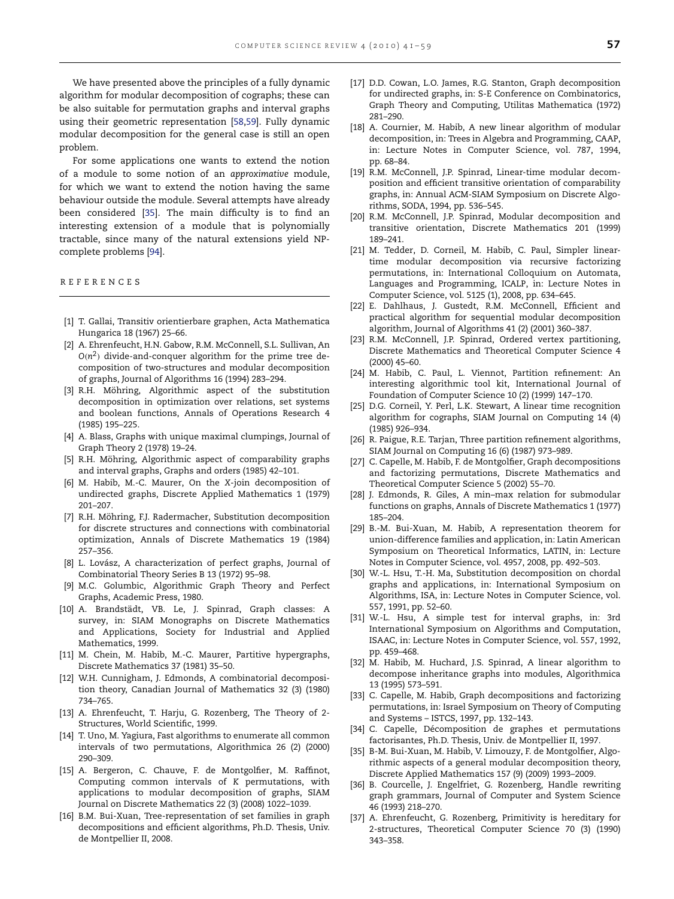We have presented above the principles of a fully dynamic algorithm for modular decomposition of cographs; these can be also suitable for permutation graphs and interval graphs using their geometric representation [58,59]. Fully dynamic modular decomposition for the general case is still an open problem.

For some applications one wants to extend the notion of a module to some notion of an *approximative* module, for which we want to extend the notion having the same behaviour outside the module. Several attempts have already been considered [35]. The main difficulty is to find an interesting extension of a module that is polynomially tractable, since many of the natural extensions yield NP-complete problems [94].

## REFERENCES

[1] T. Gallai, Transitiv orientierbare graphen, Acta Mathematica Hungarica 18 (1967) 25–66.

[2] A. Ehrenfeucht, H.N. Gabow, R.M. McConnell, S.L. Sullivan, An $O(n^2)$ divide-and-conquer algorithm for the prime tree decomposition of two-structures and modular decomposition of graphs, Journal of Algorithms 16 (1994) 283–294.

[3] R.H. Möhring, Algorithmic aspect of the substitution decomposition in optimization over relations, set systems and boolean functions, Annals of Operations Research 4 (1985) 195–225.

[4] A. Blass, Graphs with unique maximal clumpings, Journal of Graph Theory 2 (1978) 19–24.

[5] R.H. Möhring, Algorithmic aspect of comparability graphs and interval graphs, Graphs and orders (1985) 42–101.

[6] M. Habib, M.-C. Maurer, On the X-join decomposition of undirected graphs, Discrete Applied Mathematics 1 (1979) 201–207.

[7] R.H. Möhring, F.J. Radermacher, Substitution decomposition for discrete structures and connections with combinatorial optimization, Annals of Discrete Mathematics 19 (1984) 257–356.

[8] L. Lovász, A characterization of perfect graphs, Journal of Combinatorial Theory Series B 13 (1972) 95–98.

[9] M.C. Golumbic, Algorithmic Graph Theory and Perfect Graphs, Academic Press, 1980.

[10] A. Brandstädt, VB. Le, J. Spinrad, Graph classes: A survey, in: SIAM Monographs on Discrete Mathematics and Applications, Society for Industrial and Applied Mathematics, 1999.

[11] M. Chein, M. Habib, M.-C. Maurer, Partitive hypergraphs, Discrete Mathematics 37 (1981) 35–50.

[12] W.H. Cunnigham, J. Edmonds, A combinatorial decomposition theory, Canadian Journal of Mathematics 32 (3) (1980) 734–765.

[13] A. Ehrenfeucht, T. Harju, G. Rozenberg, The Theory of 2-Structures, World Scientific, 1999.

[14] T. Uno, M. Yagiura, Fast algorithms to enumerate all common intervals of two permutations, Algorithmica 26 (2) (2000) 290–309.

[15] A. Bergeron, C. Chauve, F. de Montgolfier, M. Raffinot, Computing common intervals of K permutations, with applications to modular decomposition of graphs, SIAM Journal on Discrete Mathematics 22 (3) (2008) 1022–1039.

[16] B.M. Bui-Xuan, Tree-representation of set families in graph decompositions and efficient algorithms, Ph.D. Thesis, Univ. de Montpellier II, 2008.

[17] D.D. Cowan, L.O. James, R.G. Stanton, Graph decomposition for undirected graphs, in: S-E Conference on Combinatorics, Graph Theory and Computing, Utilitas Mathematica (1972) 281–290.

[18] A. Cournier, M. Habib, A new linear algorithm of modular decomposition, in: Trees in Algebra and Programming, CAAP, in: Lecture Notes in Computer Science, vol. 787, 1994, pp. 68–84.

[19] R.M. McConnell, J.P. Spinrad, Linear-time modular decomposition and efficient transitive orientation of comparability graphs, in: Annual ACM-SIAM Symposium on Discrete Algorithms, SODA, 1994, pp. 536–545.

[20] R.M. McConnell, J.P. Spinrad, Modular decomposition and transitive orientation, Discrete Mathematics 201 (1999) 189–241.

[21] M. Tedder, D. Corneil, M. Habib, C. Paul, Simpler linear-time modular decomposition via recursive factorizing permutations, in: International Colloquium on Automata, Languages and Programming, ICALP, in: Lecture Notes in Computer Science, vol. 5125 (1), 2008, pp. 634–645.

[22] E. Dahlhaus, J. Gustedt, R.M. McConnell, Efficient and practical algorithm for sequential modular decomposition algorithm, Journal of Algorithms 41 (2) (2001) 360–387.

[23] R.M. McConnell, J.P. Spinrad, Ordered vertex partitioning, Discrete Mathematics and Theoretical Computer Science 4 (2000) 45–60.

[24] M. Habib, C. Paul, L. Viennot, Partition refinement: An interesting algorithmic tool kit, International Journal of Foundation of Computer Science 10 (2) (1999) 147–170.

[25] D.G. Corneil, Y. Perl, L.K. Stewart, A linear time recognition algorithm for cographs, SIAM Journal on Computing 14 (4) (1985) 926–934.

[26] R. Paigue, R.E. Tarjan, Three partition refinement algorithms, SIAM Journal on Computing 16 (6) (1987) 973–989.

[27] C. Capelle, M. Habib, F. de Montgolfier, Graph decompositions and factorizing permutations, Discrete Mathematics and Theoretical Computer Science 5 (2002) 55–70.

[28] J. Edmonds, R. Giles, A min–max relation for submodular functions on graphs, Annals of Discrete Mathematics 1 (1977) 185–204.

[29] B.-M. Bui-Xuan, M. Habib, A representation theorem for union-difference families and application, in: Latin American Symposium on Theoretical Informatics, LATIN, in: Lecture Notes in Computer Science, vol. 4957, 2008, pp. 492–503.

[30] W.-L. Hsu, T.-H. Ma, Substitution decomposition on chordal graphs and applications, in: International Symposium on Algorithms, ISA, in: Lecture Notes in Computer Science, vol. 557, 1991, pp. 52–60.

[31] W.-L. Hsu, A simple test for interval graphs, in: 3rd International Symposium on Algorithms and Computation, ISAAC, in: Lecture Notes in Computer Science, vol. 557, 1992, pp. 459–468.

[32] M. Habib, M. Huchard, J.S. Spinrad, A linear algorithm to decompose inheritance graphs into modules, Algorithmica 13 (1995) 573–591.

[33] C. Capelle, M. Habib, Graph decompositions and factorizing permutations, in: Israel Symposium on Theory of Computing and Systems – ISTCS, 1997, pp. 132–143.

[34] C. Capelle, Décomposition de graphes et permutations factorisantes, Ph.D. Thesis, Univ. de Montpellier II, 1997.

[35] B-M. Bui-Xuan, M. Habib, V. Limouzy, F. de Montgolfier, Algorithmic aspects of a general modular decomposition theory, Discrete Applied Mathematics 157 (9) (2009) 1993–2009.

[36] B. Courcelle, J. Engelfriet, G. Rozenberg, Handle rewriting graph grammars, Journal of Computer and System Science 46 (1993) 218–270.

[37] A. Ehrenfeucht, G. Rozenberg, Primitivity is hereditary for 2-structures, Theoretical Computer Science 70 (3) (1990) 343–358.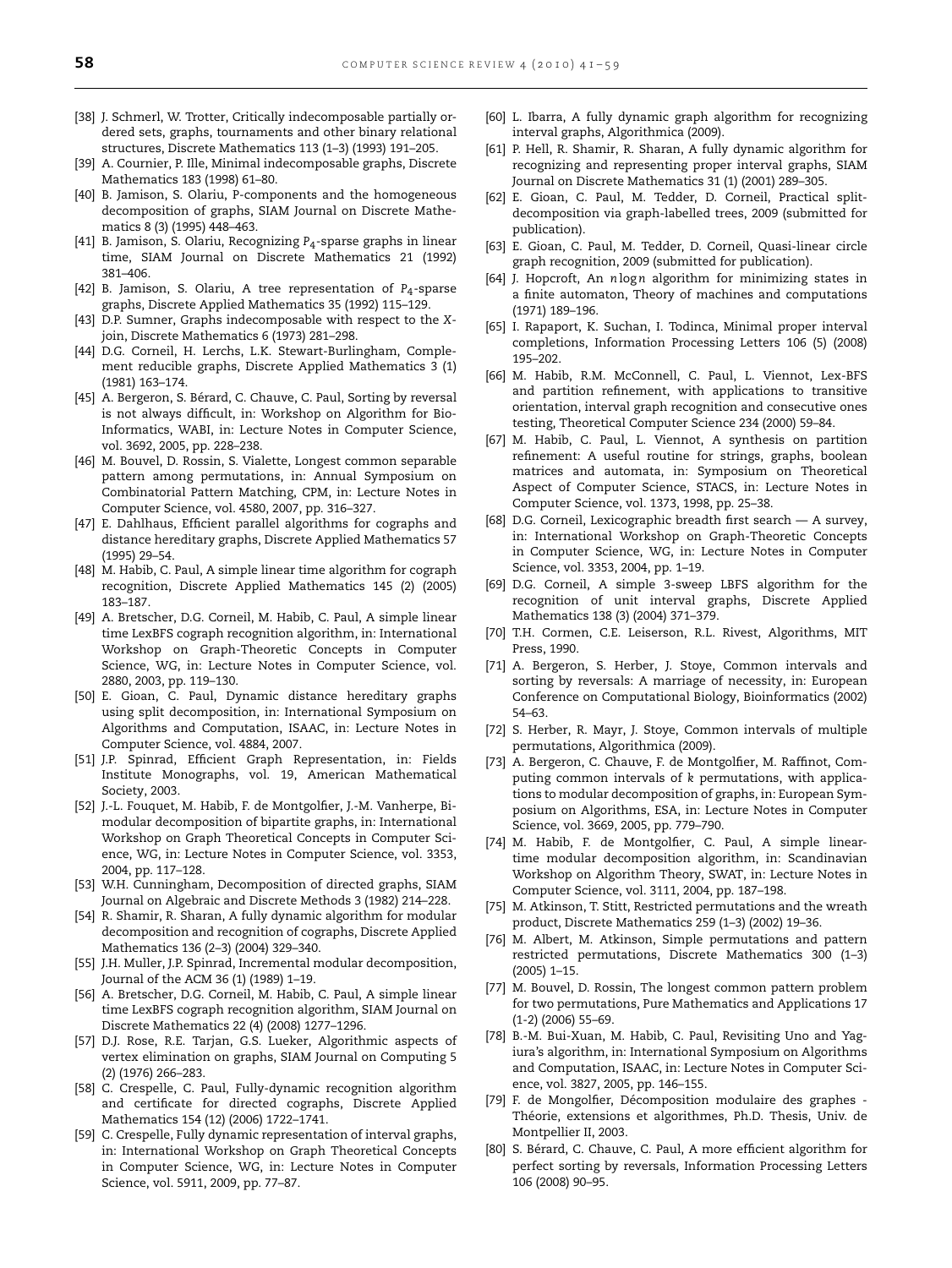[38] J. Schmerl, W. Trotter, Critically indecomposable partially ordered sets, graphs, tournaments and other binary relational structures, Discrete Mathematics 113 (1–3) (1993) 191–205.

[39] A. Cournier, P. Ille, Minimal indecomposable graphs, Discrete Mathematics 183 (1998) 61–80.

[40] B. Jamison, S. Olariu, P-components and the homogeneous decomposition of graphs, SIAM Journal on Discrete Mathematics 8 (3) (1995) 448–463.

[41] B. Jamison, S. Olariu, Recognizing $P_4$-sparse graphs in linear time, SIAM Journal on Discrete Mathematics 21 (1992) 381–406.

[42] B. Jamison, S. Olariu, A tree representation of $P_4$-sparse graphs, Discrete Applied Mathematics 35 (1992) 115–129.

[43] D.P. Sumner, Graphs indecomposable with respect to the X-join, Discrete Mathematics 6 (1973) 281–298.

[44] D.G. Corneil, H. Lerchs, L.K. Stewart-Burlingham, Complement reducible graphs, Discrete Applied Mathematics 3 (1) (1981) 163–174.

[45] A. Bergeron, S. Bérard, C. Chauve, C. Paul, Sorting by reversal is not always difficult, in: Workshop on Algorithm for Bio-Informatics, WABI, in: Lecture Notes in Computer Science, vol. 3692, 2005, pp. 228–238.

[46] M. Bouvel, D. Rossin, S. Vialette, Longest common separable pattern among permutations, in: Annual Symposium on Combinatorial Pattern Matching, CPM, in: Lecture Notes in Computer Science, vol. 4580, 2007, pp. 316–327.

[47] E. Dahlhaus, Efficient parallel algorithms for cographs and distance hereditary graphs, Discrete Applied Mathematics 57 (1995) 29–54.

[48] M. Habib, C. Paul, A simple linear time algorithm for cograph recognition, Discrete Applied Mathematics 145 (2) (2005) 183–187.

[49] A. Bretscher, D.G. Corneil, M. Habib, C. Paul, A simple linear time LexBFS cograph recognition algorithm, in: International Workshop on Graph-Theoretic Concepts in Computer Science, WG, in: Lecture Notes in Computer Science, vol. 2880, 2003, pp. 119–130.

[50] E. Gioan, C. Paul, Dynamic distance hereditary graphs using split decomposition, in: International Symposium on Algorithms and Computation, ISAAC, in: Lecture Notes in Computer Science, vol. 4884, 2007.

[51] J.P. Spinrad, Efficient Graph Representation, in: Fields Institute Monographs, vol. 19, American Mathematical Society, 2003.

[52] J.-L. Fouquet, M. Habib, F. de Montgolfier, J.-M. Vanherpe, Bimodular decomposition of bipartite graphs, in: International Workshop on Graph Theoretical Concepts in Computer Science, WG, in: Lecture Notes in Computer Science, vol. 3353, 2004, pp. 117–128.

[53] W.H. Cunningham, Decomposition of directed graphs, SIAM Journal on Algebraic and Discrete Methods 3 (1982) 214–228.

[54] R. Shamir, R. Sharan, A fully dynamic algorithm for modular decomposition and recognition of cographs, Discrete Applied Mathematics 136 (2–3) (2004) 329–340.

[55] J.H. Muller, J.P. Spinrad, Incremental modular decomposition, Journal of the ACM 36 (1) (1989) 1–19.

[56] A. Bretscher, D.G. Corneil, M. Habib, C. Paul, A simple linear time LexBFS cograph recognition algorithm, SIAM Journal on Discrete Mathematics 22 (4) (2008) 1277–1296.

[57] D.J. Rose, R.E. Tarjan, G.S. Lueker, Algorithmic aspects of vertex elimination on graphs, SIAM Journal on Computing 5 (2) (1976) 266–283.

[58] C. Crespelle, C. Paul, Fully-dynamic recognition algorithm and certificate for directed cographs, Discrete Applied Mathematics 154 (12) (2006) 1722–1741.

[59] C. Crespelle, Fully dynamic representation of interval graphs, in: International Workshop on Graph Theoretical Concepts in Computer Science, WG, in: Lecture Notes in Computer Science, vol. 5911, 2009, pp. 77–87.

[60] L. Ibarra, A fully dynamic graph algorithm for recognizing interval graphs, Algorithmica (2009).

[61] P. Hell, R. Shamir, R. Sharan, A fully dynamic algorithm for recognizing and representing proper interval graphs, SIAM Journal on Discrete Mathematics 31 (1) (2001) 289–305.

[62] E. Gioan, C. Paul, M. Tedder, D. Corneil, Practical split-decomposition via graph-labelled trees, 2009 (submitted for publication).

[63] E. Gioan, C. Paul, M. Tedder, D. Corneil, Quasi-linear circle graph recognition, 2009 (submitted for publication).

[64] J. Hopcroft, An $n \log n$ algorithm for minimizing states in a finite automaton, Theory of machines and computations (1971) 189–196.

[65] I. Rapaport, K. Suchan, I. Todinca, Minimal proper interval completions, Information Processing Letters 106 (5) (2008) 195–202.

[66] M. Habib, R.M. McConnell, C. Paul, L. Viennot, Lex-BFS and partition refinement, with applications to transitive orientation, interval graph recognition and consecutive ones testing, Theoretical Computer Science 234 (2000) 59–84.

[67] M. Habib, C. Paul, L. Viennot, A synthesis on partition refinement: A useful routine for strings, graphs, boolean matrices and automata, in: Symposium on Theoretical Aspect of Computer Science, STACS, in: Lecture Notes in Computer Science, vol. 1373, 1998, pp. 25–38.

[68] D.G. Corneil, Lexicographic breadth first search — A survey, in: International Workshop on Graph-Theoretic Concepts in Computer Science, WG, in: Lecture Notes in Computer Science, vol. 3353, 2004, pp. 1–19.

[69] D.G. Corneil, A simple 3-sweep LBFS algorithm for the recognition of unit interval graphs, Discrete Applied Mathematics 138 (3) (2004) 371–379.

[70] T.H. Cormen, C.E. Leiserson, R.L. Rivest, Algorithms, MIT Press, 1990.

[71] A. Bergeron, S. Herber, J. Stoye, Common intervals and sorting by reversals: A marriage of necessity, in: European Conference on Computational Biology, Bioinformatics (2002) 54–63.

[72] S. Herber, R. Mayr, J. Stoye, Common intervals of multiple permutations, Algorithmica (2009).

[73] A. Bergeron, C. Chauve, F. de Montgolfier, M. Raffinot, Computing common intervals of $k$ permutations, with applications to modular decomposition of graphs, in: European Symposium on Algorithms, ESA, in: Lecture Notes in Computer Science, vol. 3669, 2005, pp. 779–790.

[74] M. Habib, F. de Montgolfier, C. Paul, A simple linear-time modular decomposition algorithm, in: Scandinavian Workshop on Algorithm Theory, SWAT, in: Lecture Notes in Computer Science, vol. 3111, 2004, pp. 187–198.

[75] M. Atkinson, T. Stitt, Restricted permutations and the wreath product, Discrete Mathematics 259 (1–3) (2002) 19–36.

[76] M. Albert, M. Atkinson, Simple permutations and pattern restricted permutations, Discrete Mathematics 300 (1–3) (2005) 1–15.

[77] M. Bouvel, D. Rossin, The longest common pattern problem for two permutations, Pure Mathematics and Applications 17 (1-2) (2006) 55–69.

[78] B.-M. Bui-Xuan, M. Habib, C. Paul, Revisiting Uno and Yagiura's algorithm, in: International Symposium on Algorithms and Computation, ISAAC, in: Lecture Notes in Computer Science, vol. 3827, 2005, pp. 146–155.

[79] F. de Mongolfier, Décomposition modulaire des graphes - Théorie, extensions et algorithmes, Ph.D. Thesis, Univ. de Montpellier II, 2003.

[80] S. Bérard, C. Chauve, C. Paul, A more efficient algorithm for perfect sorting by reversals, Information Processing Letters 106 (2008) 90–95.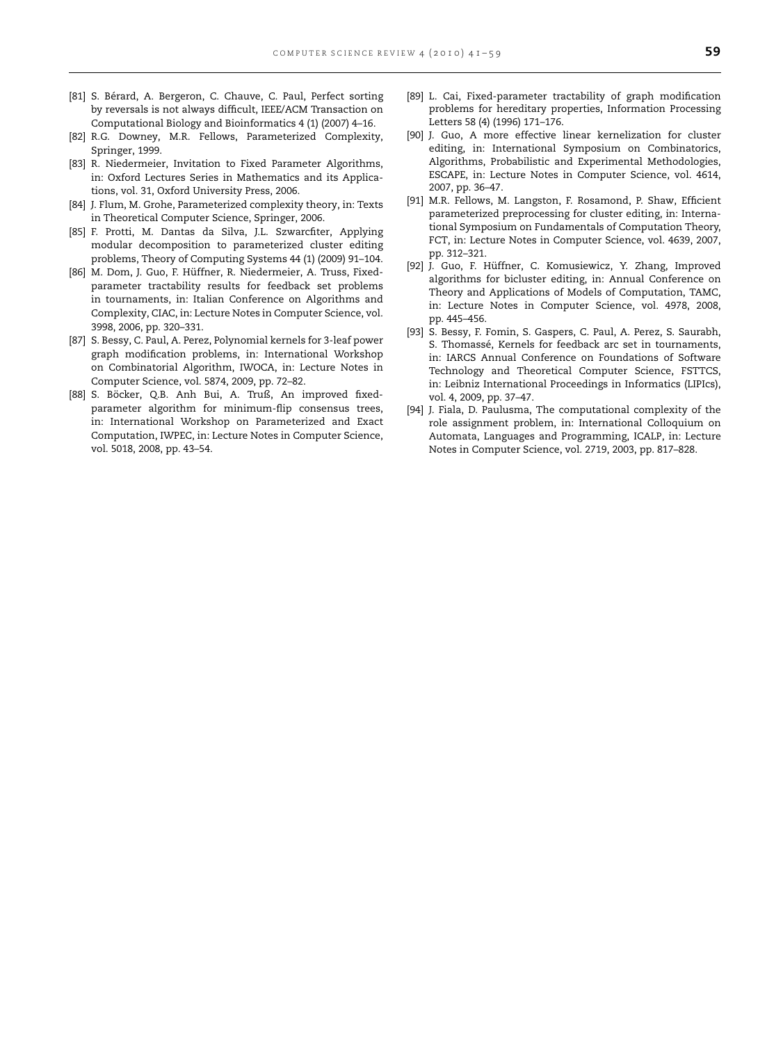[81] S. Bérard, A. Bergeron, C. Chauve, C. Paul, Perfect sorting by reversals is not always difficult, IEEE/ACM Transaction on Computational Biology and Bioinformatics 4 (1) (2007) 4–16.

[82] R.G. Downey, M.R. Fellows, Parameterized Complexity, Springer, 1999.

[83] R. Niedermeier, Invitation to Fixed Parameter Algorithms, in: Oxford Lectures Series in Mathematics and its Applications, vol. 31, Oxford University Press, 2006.

[84] J. Flum, M. Grohe, Parameterized complexity theory, in: Texts in Theoretical Computer Science, Springer, 2006.

[85] F. Protti, M. Dantas da Silva, J.L. Szwarcfiter, Applying modular decomposition to parameterized cluster editing problems, Theory of Computing Systems 44 (1) (2009) 91–104.

[86] M. Dom, J. Guo, F. Hüffner, R. Niedermeier, A. Truss, Fixed-parameter tractability results for feedback set problems in tournaments, in: Italian Conference on Algorithms and Complexity, CIAC, in: Lecture Notes in Computer Science, vol. 3998, 2006, pp. 320–331.

[87] S. Bessy, C. Paul, A. Perez, Polynomial kernels for 3-leaf power graph modification problems, in: International Workshop on Combinatorial Algorithm, IWOCA, in: Lecture Notes in Computer Science, vol. 5874, 2009, pp. 72–82.

[88] S. Böcker, Q.B. Anh Bui, A. Truß, An improved fixed-parameter algorithm for minimum-flip consensus trees, in: International Workshop on Parameterized and Exact Computation, IWPEC, in: Lecture Notes in Computer Science, vol. 5018, 2008, pp. 43–54.

[89] L. Cai, Fixed-parameter tractability of graph modification problems for hereditary properties, Information Processing Letters 58 (4) (1996) 171–176.

[90] J. Guo, A more effective linear kernelization for cluster editing, in: International Symposium on Combinatorics, Algorithms, Probabilistic and Experimental Methodologies, ESCAPE, in: Lecture Notes in Computer Science, vol. 4614, 2007, pp. 36–47.

[91] M.R. Fellows, M. Langston, F. Rosamond, P. Shaw, Efficient parameterized preprocessing for cluster editing, in: International Symposium on Fundamentals of Computation Theory, FCT, in: Lecture Notes in Computer Science, vol. 4639, 2007, pp. 312–321.

[92] J. Guo, F. Hüffner, C. Komusiewicz, Y. Zhang, Improved algorithms for bicluster editing, in: Annual Conference on Theory and Applications of Models of Computation, TAMC, in: Lecture Notes in Computer Science, vol. 4978, 2008, pp. 445–456.

[93] S. Bessy, F. Fomin, S. Gaspers, C. Paul, A. Perez, S. Saurabh, S. Thomassé, Kernels for feedback arc set in tournaments, in: IARCS Annual Conference on Foundations of Software Technology and Theoretical Computer Science, FSTTCS, in: Leibniz International Proceedings in Informatics (LIPIcs), vol. 4, 2009, pp. 37–47.

[94] J. Fiala, D. Paulusma, The computational complexity of the role assignment problem, in: International Colloquium on Automata, Languages and Programming, ICALP, in: Lecture Notes in Computer Science, vol. 2719, 2003, pp. 817–828.